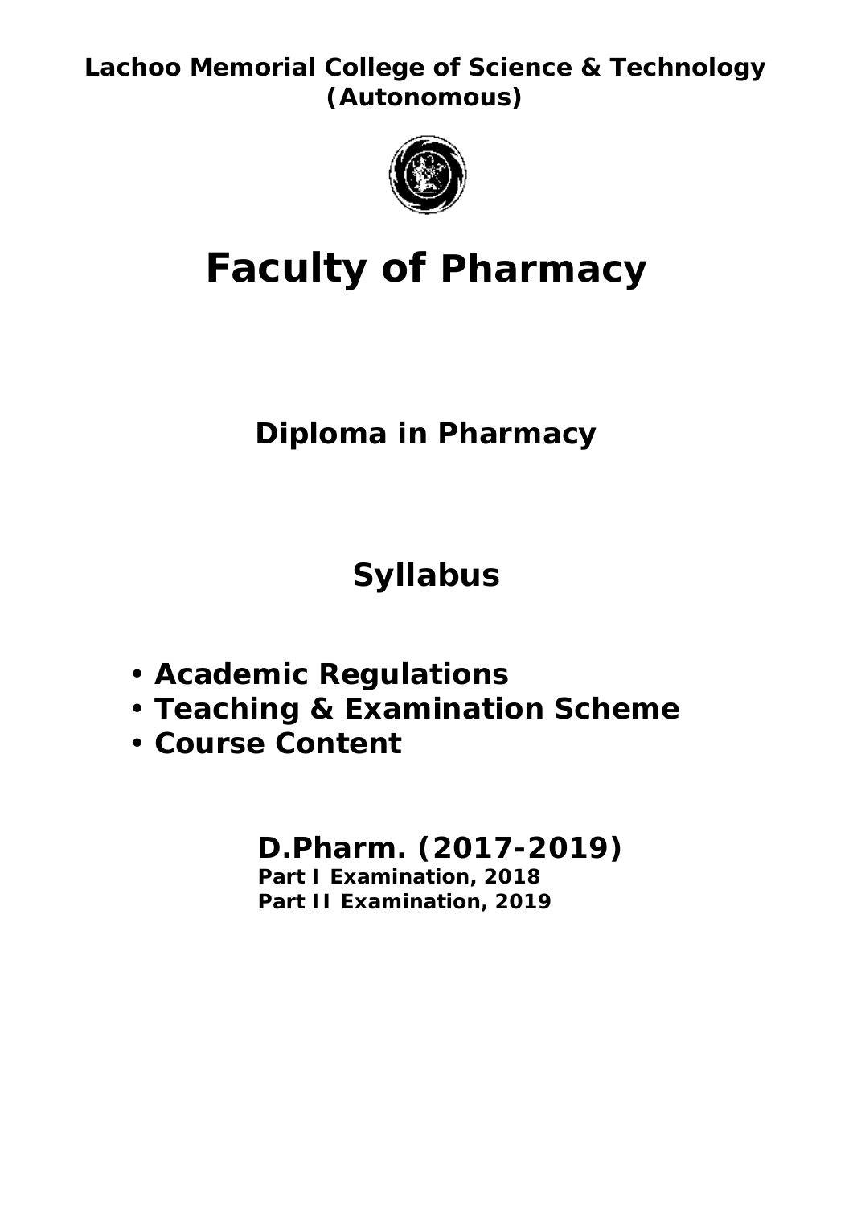**Lachoo Memorial College of Science & Technology (Autonomous)**

# Faculty of Pharmacy

## Diploma in Pharmacy

## Syllabus

- **Academic Regulations**
- **Teaching & Examination Scheme**
- **Course Content**

### D.Pharm. (2017-2019)

**Part I Examination, 2018**
**Part II Examination, 2019**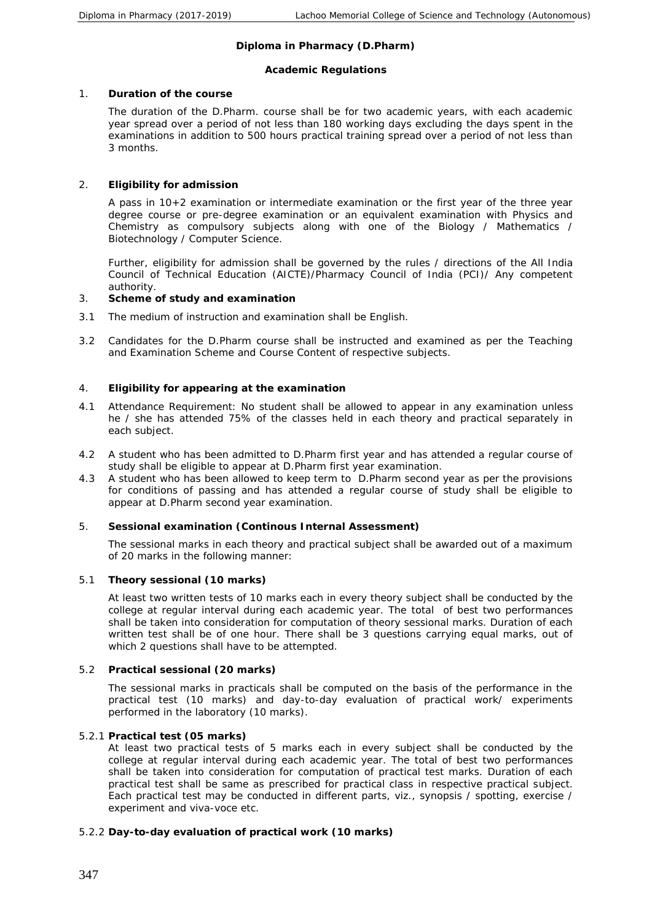## Diploma in Pharmacy (D.Pharm)

### Academic Regulations

1. **Duration of the course**

   The duration of the D.Pharm. course shall be for two academic years, with each academic year spread over a period of not less than 180 working days excluding the days spent in the examinations in addition to 500 hours practical training spread over a period of not less than 3 months.

2. **Eligibility for admission**

   A pass in 10+2 examination or intermediate examination or the first year of the three year degree course or pre-degree examination or an equivalent examination with Physics and Chemistry as compulsory subjects along with one of the Biology / Mathematics / Biotechnology / Computer Science.

   Further, eligibility for admission shall be governed by the rules / directions of the All India Council of Technical Education (AICTE)/Pharmacy Council of India (PCI)/ Any competent authority.

3. **Scheme of study and examination**

3.1 The medium of instruction and examination shall be English.

3.2 Candidates for the D.Pharm course shall be instructed and examined as per the Teaching and Examination Scheme and Course Content of respective subjects.

4. **Eligibility for appearing at the examination**

4.1 Attendance Requirement: No student shall be allowed to appear in any examination unless he / she has attended 75% of the classes held in each theory and practical separately in each subject.

4.2 A student who has been admitted to D.Pharm first year and has attended a regular course of study shall be eligible to appear at D.Pharm first year examination.

4.3 A student who has been allowed to keep term to D.Pharm second year as per the provisions for conditions of passing and has attended a regular course of study shall be eligible to appear at D.Pharm second year examination.

5. **Sessional examination (Continous Internal Assessment)**

   The sessional marks in each theory and practical subject shall be awarded out of a maximum of 20 marks in the following manner:

5.1 **Theory sessional (10 marks)**

   At least two written tests of 10 marks each in every theory subject shall be conducted by the college at regular interval during each academic year. The total of best two performances shall be taken into consideration for computation of theory sessional marks. Duration of each written test shall be of one hour. There shall be 3 questions carrying equal marks, out of which 2 questions shall have to be attempted.

5.2 **Practical sessional (20 marks)**

   The sessional marks in practicals shall be computed on the basis of the performance in the practical test (10 marks) and day-to-day evaluation of practical work/ experiments performed in the laboratory (10 marks).

5.2.1 **Practical test (05 marks)**

   At least two practical tests of 5 marks each in every subject shall be conducted by the college at regular interval during each academic year. The total of best two performances shall be taken into consideration for computation of practical test marks. Duration of each practical test shall be same as prescribed for practical class in respective practical subject. Each practical test may be conducted in different parts, viz., synopsis / spotting, exercise / experiment and viva-voce etc.

5.2.2 **Day-to-day evaluation of practical work (10 marks)**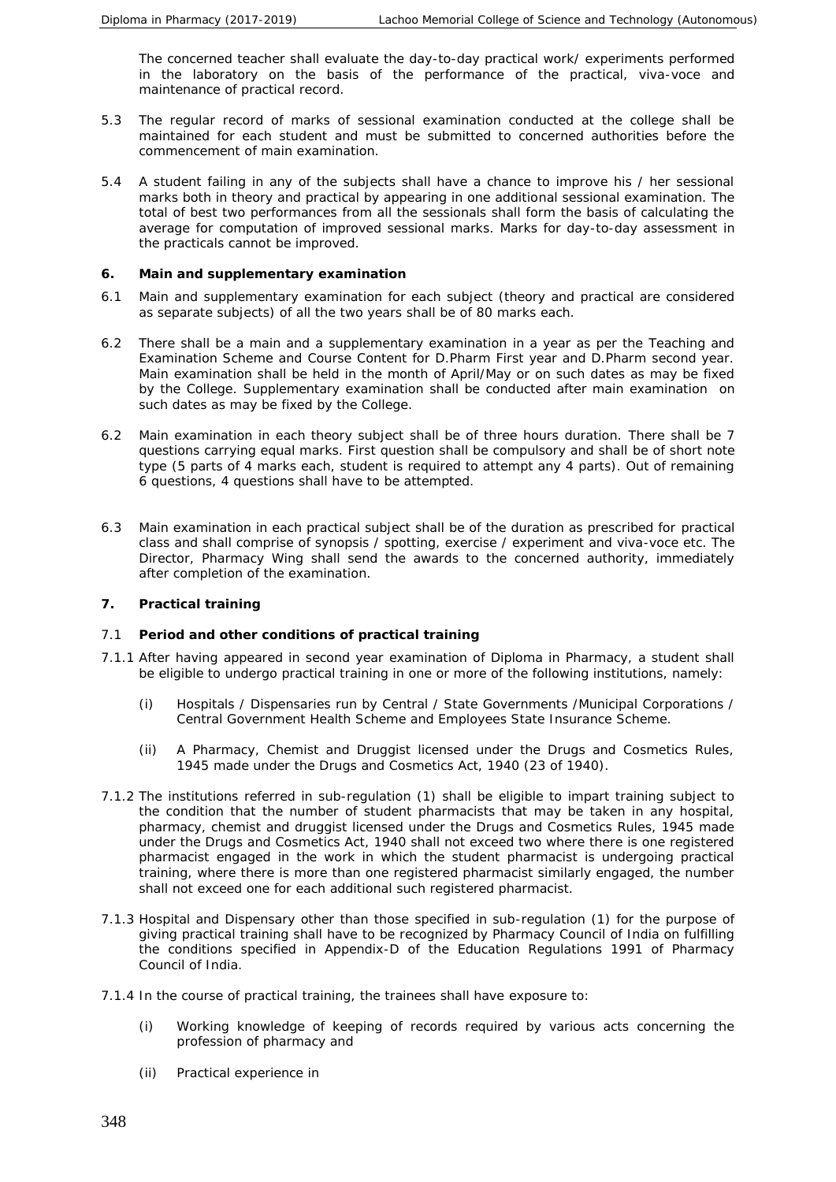The concerned teacher shall evaluate the day-to-day practical work/ experiments performed in the laboratory on the basis of the performance of the practical, viva-voce and maintenance of practical record.

5.3 The regular record of marks of sessional examination conducted at the college shall be maintained for each student and must be submitted to concerned authorities before the commencement of main examination.

5.4 A student failing in any of the subjects shall have a chance to improve his / her sessional marks both in theory and practical by appearing in one additional sessional examination. The total of best two performances from all the sessionals shall form the basis of calculating the average for computation of improved sessional marks. Marks for day-to-day assessment in the practicals cannot be improved.

## 6. Main and supplementary examination

6.1 Main and supplementary examination for each subject (theory and practical are considered as separate subjects) of all the two years shall be of 80 marks each.

6.2 There shall be a main and a supplementary examination in a year as per the Teaching and Examination Scheme and Course Content for D.Pharm First year and D.Pharm second year. Main examination shall be held in the month of April/May or on such dates as may be fixed by the College. Supplementary examination shall be conducted after main examination on such dates as may be fixed by the College.

6.2 Main examination in each theory subject shall be of three hours duration. There shall be 7 questions carrying equal marks. First question shall be compulsory and shall be of short note type (5 parts of 4 marks each, student is required to attempt any 4 parts). Out of remaining 6 questions, 4 questions shall have to be attempted.

6.3 Main examination in each practical subject shall be of the duration as prescribed for practical class and shall comprise of synopsis / spotting, exercise / experiment and viva-voce etc. The Director, Pharmacy Wing shall send the awards to the concerned authority, immediately after completion of the examination.

## 7. Practical training

### 7.1 Period and other conditions of practical training

7.1.1 After having appeared in second year examination of Diploma in Pharmacy, a student shall be eligible to undergo practical training in one or more of the following institutions, namely:

(i) Hospitals / Dispensaries run by Central / State Governments /Municipal Corporations / Central Government Health Scheme and Employees State Insurance Scheme.

(ii) A Pharmacy, Chemist and Druggist licensed under the Drugs and Cosmetics Rules, 1945 made under the Drugs and Cosmetics Act, 1940 (23 of 1940).

7.1.2 The institutions referred in sub-regulation (1) shall be eligible to impart training subject to the condition that the number of student pharmacists that may be taken in any hospital, pharmacy, chemist and druggist licensed under the Drugs and Cosmetics Rules, 1945 made under the Drugs and Cosmetics Act, 1940 shall not exceed two where there is one registered pharmacist engaged in the work in which the student pharmacist is undergoing practical training, where there is more than one registered pharmacist similarly engaged, the number shall not exceed one for each additional such registered pharmacist.

7.1.3 Hospital and Dispensary other than those specified in sub-regulation (1) for the purpose of giving practical training shall have to be recognized by Pharmacy Council of India on fulfilling the conditions specified in Appendix-D of the Education Regulations 1991 of Pharmacy Council of India.

7.1.4 In the course of practical training, the trainees shall have exposure to:

(i) Working knowledge of keeping of records required by various acts concerning the profession of pharmacy and

(ii) Practical experience in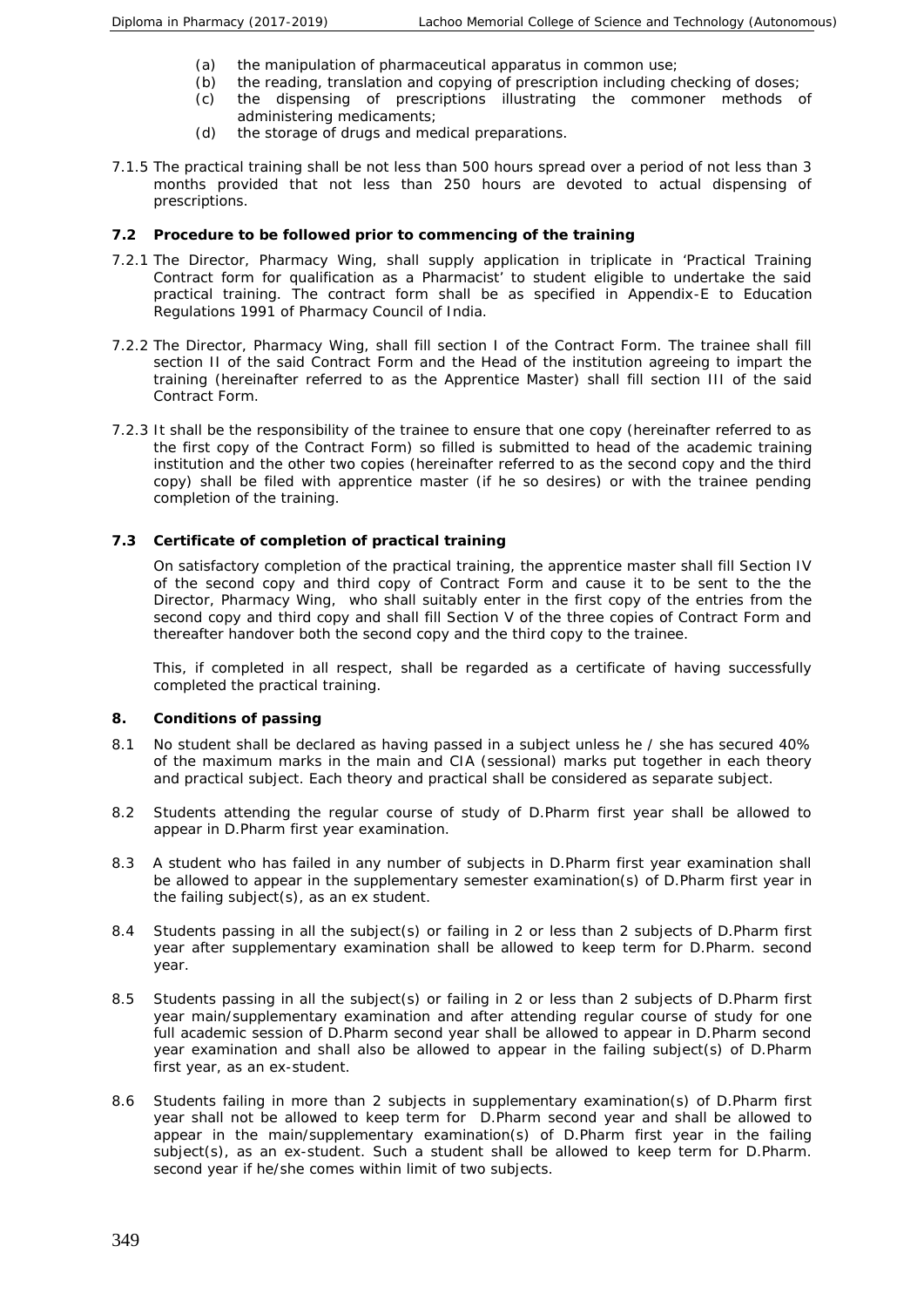(a) the manipulation of pharmaceutical apparatus in common use;
(b) the reading, translation and copying of prescription including checking of doses;
(c) the dispensing of prescriptions illustrating the commoner methods of administering medicaments;
(d) the storage of drugs and medical preparations.

7.1.5 The practical training shall be not less than 500 hours spread over a period of not less than 3 months provided that not less than 250 hours are devoted to actual dispensing of prescriptions.

### 7.2 Procedure to be followed prior to commencing of the training

7.2.1 The Director, Pharmacy Wing, shall supply application in triplicate in 'Practical Training Contract form for qualification as a Pharmacist' to student eligible to undertake the said practical training. The contract form shall be as specified in Appendix-E to Education Regulations 1991 of Pharmacy Council of India.

7.2.2 The Director, Pharmacy Wing, shall fill section I of the Contract Form. The trainee shall fill section II of the said Contract Form and the Head of the institution agreeing to impart the training (hereinafter referred to as the Apprentice Master) shall fill section III of the said Contract Form.

7.2.3 It shall be the responsibility of the trainee to ensure that one copy (hereinafter referred to as the first copy of the Contract Form) so filled is submitted to head of the academic training institution and the other two copies (hereinafter referred to as the second copy and the third copy) shall be filed with apprentice master (if he so desires) or with the trainee pending completion of the training.

### 7.3 Certificate of completion of practical training

On satisfactory completion of the practical training, the apprentice master shall fill Section IV of the second copy and third copy of Contract Form and cause it to be sent to the the Director, Pharmacy Wing, who shall suitably enter in the first copy of the entries from the second copy and third copy and shall fill Section V of the three copies of Contract Form and thereafter handover both the second copy and the third copy to the trainee.

This, if completed in all respect, shall be regarded as a certificate of having successfully completed the practical training.

### 8. Conditions of passing

8.1 No student shall be declared as having passed in a subject unless he / she has secured 40% of the maximum marks in the main and CIA (sessional) marks put together in each theory and practical subject. Each theory and practical shall be considered as separate subject.

8.2 Students attending the regular course of study of D.Pharm first year shall be allowed to appear in D.Pharm first year examination.

8.3 A student who has failed in any number of subjects in D.Pharm first year examination shall be allowed to appear in the supplementary semester examination(s) of D.Pharm first year in the failing subject(s), as an ex student.

8.4 Students passing in all the subject(s) or failing in 2 or less than 2 subjects of D.Pharm first year after supplementary examination shall be allowed to keep term for D.Pharm. second year.

8.5 Students passing in all the subject(s) or failing in 2 or less than 2 subjects of D.Pharm first year main/supplementary examination and after attending regular course of study for one full academic session of D.Pharm second year shall be allowed to appear in D.Pharm second year examination and shall also be allowed to appear in the failing subject(s) of D.Pharm first year, as an ex-student.

8.6 Students failing in more than 2 subjects in supplementary examination(s) of D.Pharm first year shall not be allowed to keep term for D.Pharm second year and shall be allowed to appear in the main/supplementary examination(s) of D.Pharm first year in the failing subject(s), as an ex-student. Such a student shall be allowed to keep term for D.Pharm. second year if he/she comes within limit of two subjects.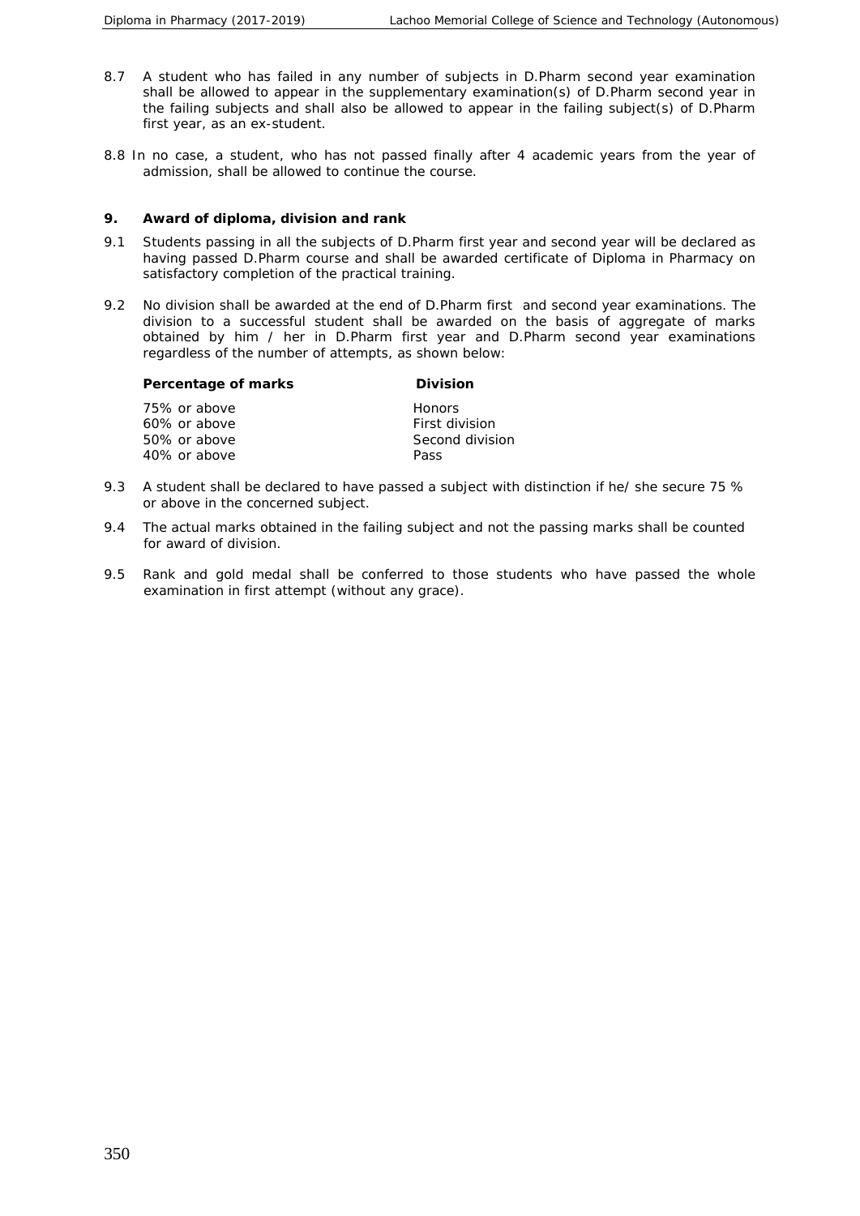8.7 A student who has failed in any number of subjects in D.Pharm second year examination shall be allowed to appear in the supplementary examination(s) of D.Pharm second year in the failing subjects and shall also be allowed to appear in the failing subject(s) of D.Pharm first year, as an ex-student.

8.8 In no case, a student, who has not passed finally after 4 academic years from the year of admission, shall be allowed to continue the course.

## 9. Award of diploma, division and rank

9.1 Students passing in all the subjects of D.Pharm first year and second year will be declared as having passed D.Pharm course and shall be awarded certificate of Diploma in Pharmacy on satisfactory completion of the practical training.

9.2 No division shall be awarded at the end of D.Pharm first and second year examinations. The division to a successful student shall be awarded on the basis of aggregate of marks obtained by him / her in D.Pharm first year and D.Pharm second year examinations regardless of the number of attempts, as shown below:

| **Percentage of marks** | **Division** |
|---|---|
| 75% or above | Honors |
| 60% or above | First division |
| 50% or above | Second division |
| 40% or above | Pass |

9.3 A student shall be declared to have passed a subject with distinction if he/ she secure 75 % or above in the concerned subject.

9.4 The actual marks obtained in the failing subject and not the passing marks shall be counted for award of division.

9.5 Rank and gold medal shall be conferred to those students who have passed the whole examination in first attempt (without any grace).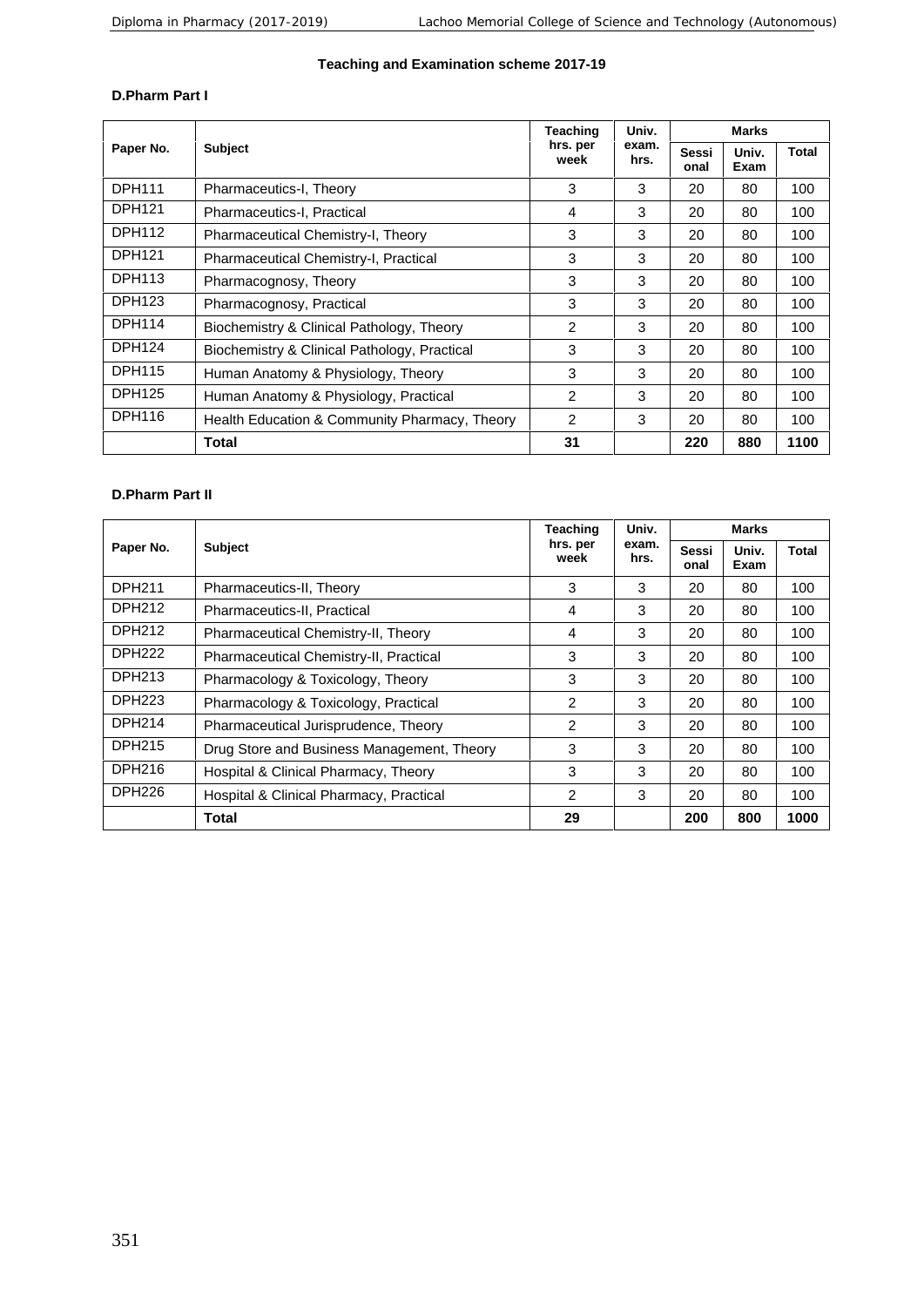### Teaching and Examination scheme 2017-19

#### D.Pharm Part I

| Paper No. | Subject | Teaching hrs. per week | Univ. exam. hrs. | Marks | | |
|---|---|---|---|---|---|---|
| | | | | Sessional | Univ. Exam | Total |
| DPH111 | Pharmaceutics-I, Theory | 3 | 3 | 20 | 80 | 100 |
| DPH121 | Pharmaceutics-I, Practical | 4 | 3 | 20 | 80 | 100 |
| DPH112 | Pharmaceutical Chemistry-I, Theory | 3 | 3 | 20 | 80 | 100 |
| DPH121 | Pharmaceutical Chemistry-I, Practical | 3 | 3 | 20 | 80 | 100 |
| DPH113 | Pharmacognosy, Theory | 3 | 3 | 20 | 80 | 100 |
| DPH123 | Pharmacognosy, Practical | 3 | 3 | 20 | 80 | 100 |
| DPH114 | Biochemistry & Clinical Pathology, Theory | 2 | 3 | 20 | 80 | 100 |
| DPH124 | Biochemistry & Clinical Pathology, Practical | 3 | 3 | 20 | 80 | 100 |
| DPH115 | Human Anatomy & Physiology, Theory | 3 | 3 | 20 | 80 | 100 |
| DPH125 | Human Anatomy & Physiology, Practical | 2 | 3 | 20 | 80 | 100 |
| DPH116 | Health Education & Community Pharmacy, Theory | 2 | 3 | 20 | 80 | 100 |
| | **Total** | **31** | | **220** | **880** | **1100** |

#### D.Pharm Part II

| Paper No. | Subject | Teaching hrs. per week | Univ. exam. hrs. | Marks | | |
|---|---|---|---|---|---|---|
| | | | | Sessional | Univ. Exam | Total |
| DPH211 | Pharmaceutics-II, Theory | 3 | 3 | 20 | 80 | 100 |
| DPH212 | Pharmaceutics-II, Practical | 4 | 3 | 20 | 80 | 100 |
| DPH212 | Pharmaceutical Chemistry-II, Theory | 4 | 3 | 20 | 80 | 100 |
| DPH222 | Pharmaceutical Chemistry-II, Practical | 3 | 3 | 20 | 80 | 100 |
| DPH213 | Pharmacology & Toxicology, Theory | 3 | 3 | 20 | 80 | 100 |
| DPH223 | Pharmacology & Toxicology, Practical | 2 | 3 | 20 | 80 | 100 |
| DPH214 | Pharmaceutical Jurisprudence, Theory | 2 | 3 | 20 | 80 | 100 |
| DPH215 | Drug Store and Business Management, Theory | 3 | 3 | 20 | 80 | 100 |
| DPH216 | Hospital & Clinical Pharmacy, Theory | 3 | 3 | 20 | 80 | 100 |
| DPH226 | Hospital & Clinical Pharmacy, Practical | 2 | 3 | 20 | 80 | 100 |
| | **Total** | **29** | | **200** | **800** | **1000** |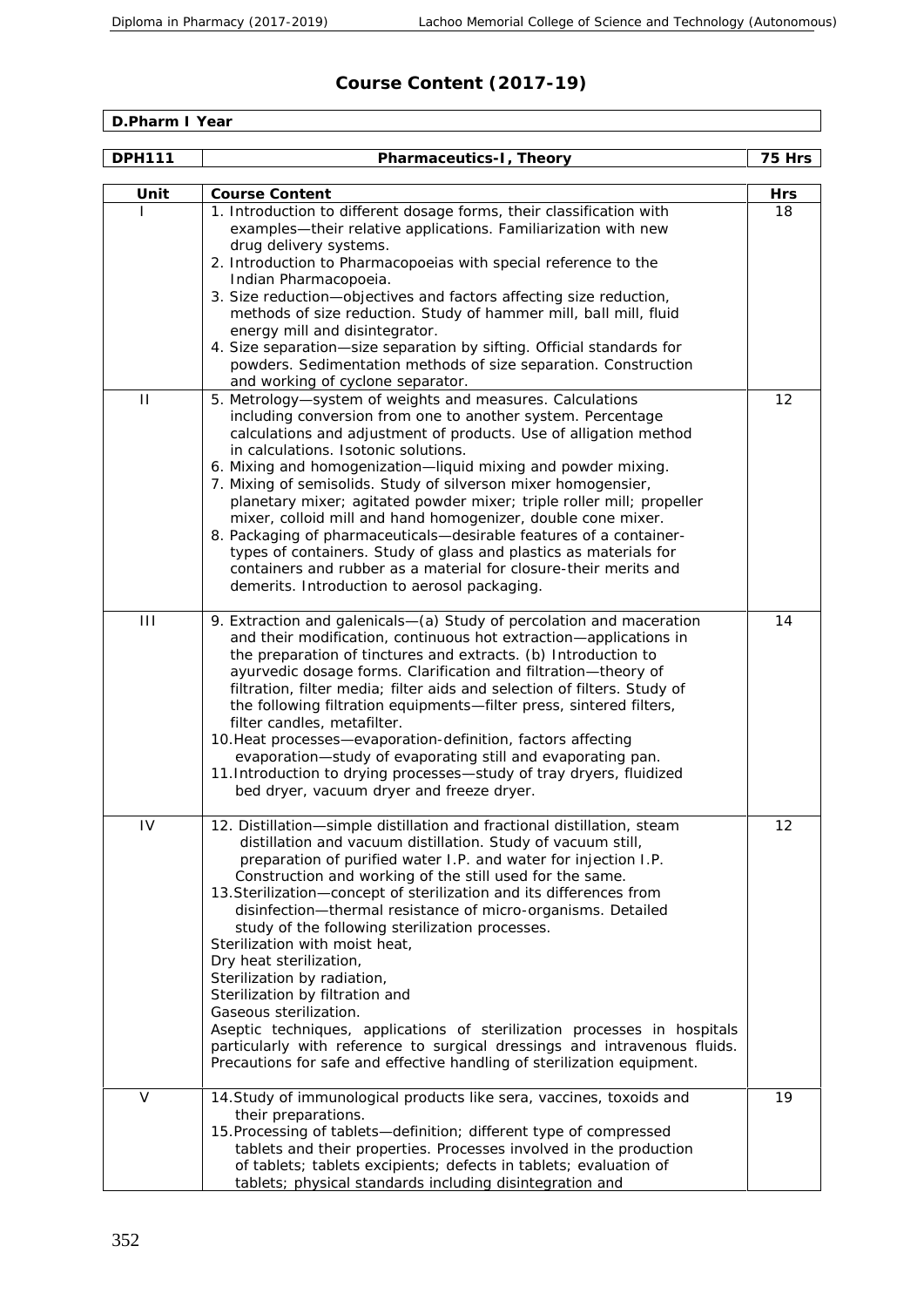# Course Content (2017-19)

**D.Pharm I Year**

| **DPH111** | **Pharmaceutics-I, Theory** | **75 Hrs** |
|---|---|---|

| Unit | Course Content | Hrs |
|---|---|---|
| I | 1. Introduction to different dosage forms, their classification with examples—their relative applications. Familiarization with new drug delivery systems.<br>2. Introduction to Pharmacopoeias with special reference to the Indian Pharmacopoeia.<br>3. Size reduction—objectives and factors affecting size reduction, methods of size reduction. Study of hammer mill, ball mill, fluid energy mill and disintegrator.<br>4. Size separation—size separation by sifting. Official standards for powders. Sedimentation methods of size separation. Construction and working of cyclone separator. | 18 |
| II | 5. Metrology—system of weights and measures. Calculations including conversion from one to another system. Percentage calculations and adjustment of products. Use of alligation method in calculations. Isotonic solutions.<br>6. Mixing and homogenization—liquid mixing and powder mixing.<br>7. Mixing of semisolids. Study of silverson mixer homogensier, planetary mixer; agitated powder mixer; triple roller mill; propeller mixer, colloid mill and hand homogenizer, double cone mixer.<br>8. Packaging of pharmaceuticals—desirable features of a container-types of containers. Study of glass and plastics as materials for containers and rubber as a material for closure-their merits and demerits. Introduction to aerosol packaging. | 12 |
| III | 9. Extraction and galenicals—(a) Study of percolation and maceration and their modification, continuous hot extraction—applications in the preparation of tinctures and extracts. (b) Introduction to ayurvedic dosage forms. Clarification and filtration—theory of filtration, filter media; filter aids and selection of filters. Study of the following filtration equipments—filter press, sintered filters, filter candles, metafilter.<br>10. Heat processes—evaporation-definition, factors affecting evaporation—study of evaporating still and evaporating pan.<br>11. Introduction to drying processes—study of tray dryers, fluidized bed dryer, vacuum dryer and freeze dryer. | 14 |
| IV | 12. Distillation—simple distillation and fractional distillation, steam distillation and vacuum distillation. Study of vacuum still, preparation of purified water I.P. and water for injection I.P. Construction and working of the still used for the same.<br>13. Sterilization—concept of sterilization and its differences from disinfection—thermal resistance of micro-organisms. Detailed study of the following sterilization processes.<br>Sterilization with moist heat,<br>Dry heat sterilization,<br>Sterilization by radiation,<br>Sterilization by filtration and<br>Gaseous sterilization.<br>Aseptic techniques, applications of sterilization processes in hospitals particularly with reference to surgical dressings and intravenous fluids. Precautions for safe and effective handling of sterilization equipment. | 12 |
| V | 14. Study of immunological products like sera, vaccines, toxoids and their preparations.<br>15. Processing of tablets—definition; different type of compressed tablets and their properties. Processes involved in the production of tablets; tablets excipients; defects in tablets; evaluation of tablets; physical standards including disintegration and | 19 |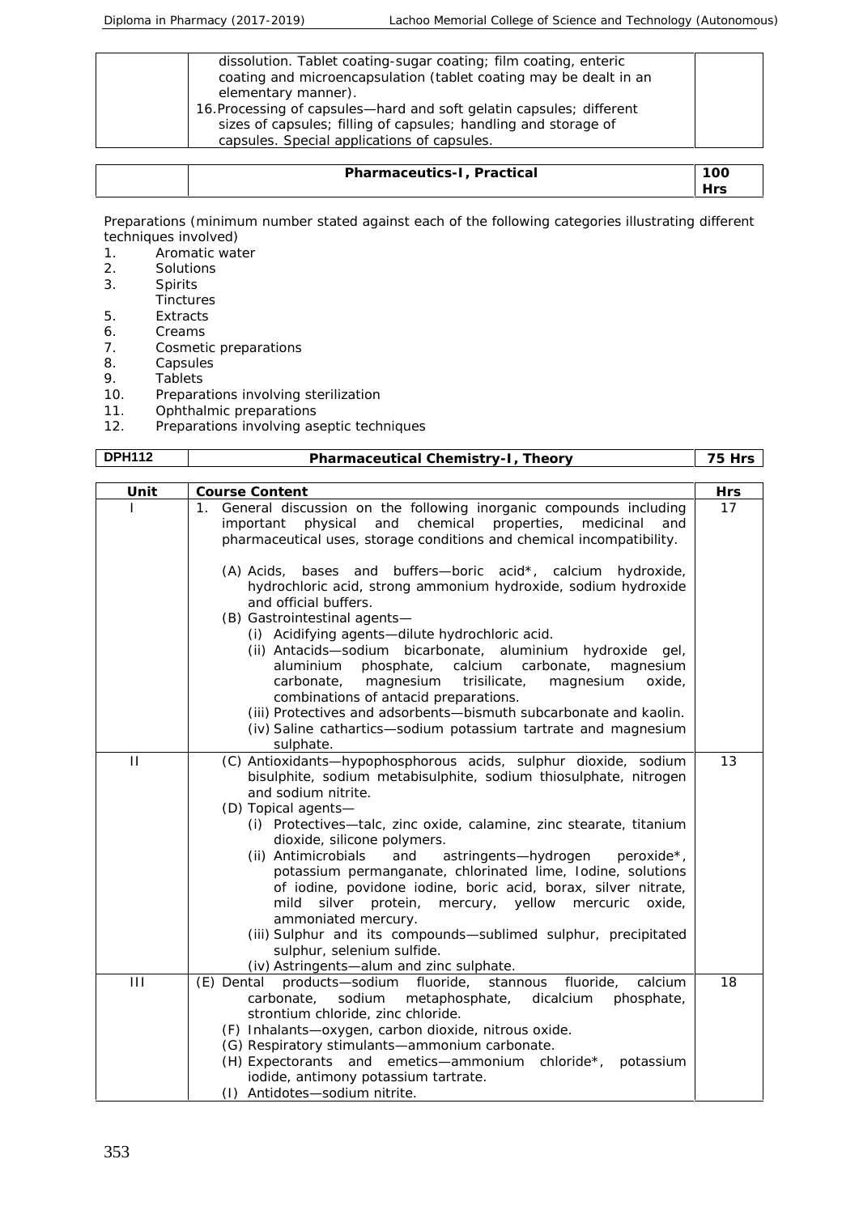| | dissolution. Tablet coating-sugar coating; film coating, enteric coating and microencapsulation (tablet coating may be dealt in an elementary manner).<br>16. Processing of capsules—hard and soft gelatin capsules; different sizes of capsules; filling of capsules; handling and storage of capsules. Special applications of capsules. | |
|---|---|---|

| | **Pharmaceutics-I, Practical** | **100 Hrs** |
|---|---|---|

Preparations (minimum number stated against each of the following categories illustrating different techniques involved)

1. Aromatic water
2. Solutions
3. Spirits
   Tinctures
5. Extracts
6. Creams
7. Cosmetic preparations
8. Capsules
9. Tablets
10. Preparations involving sterilization
11. Ophthalmic preparations
12. Preparations involving aseptic techniques

| **DPH112** | **Pharmaceutical Chemistry-I, Theory** | **75 Hrs** |
|---|---|---|

| Unit | Course Content | Hrs |
|---|---|---|
| I | 1. General discussion on the following inorganic compounds including important physical and chemical properties, medicinal and pharmaceutical uses, storage conditions and chemical incompatibility.<br><br>(A) Acids, bases and buffers—boric acid*, calcium hydroxide, hydrochloric acid, strong ammonium hydroxide, sodium hydroxide and official buffers.<br>(B) Gastrointestinal agents—<br>(i) Acidifying agents—dilute hydrochloric acid.<br>(ii) Antacids—sodium bicarbonate, aluminium hydroxide gel, aluminium phosphate, calcium carbonate, magnesium carbonate, magnesium trisilicate, magnesium oxide, combinations of antacid preparations.<br>(iii) Protectives and adsorbents—bismuth subcarbonate and kaolin.<br>(iv) Saline cathartics—sodium potassium tartrate and magnesium sulphate. | 17 |
| II | (C) Antioxidants—hypophosphorous acids, sulphur dioxide, sodium bisulphite, sodium metabisulphite, sodium thiosulphate, nitrogen and sodium nitrite.<br>(D) Topical agents—<br>(i) Protectives—talc, zinc oxide, calamine, zinc stearate, titanium dioxide, silicone polymers.<br>(ii) Antimicrobials and astringents—hydrogen peroxide*, potassium permanganate, chlorinated lime, Iodine, solutions of iodine, povidone iodine, boric acid, borax, silver nitrate, mild silver protein, mercury, yellow mercuric oxide, ammoniated mercury.<br>(iii) Sulphur and its compounds—sublimed sulphur, precipitated sulphur, selenium sulfide.<br>(iv) Astringents—alum and zinc sulphate. | 13 |
| III | (E) Dental products—sodium fluoride, stannous fluoride, calcium carbonate, sodium metaphosphate, dicalcium phosphate, strontium chloride, zinc chloride.<br>(F) Inhalants—oxygen, carbon dioxide, nitrous oxide.<br>(G) Respiratory stimulants—ammonium carbonate.<br>(H) Expectorants and emetics—ammonium chloride*, potassium iodide, antimony potassium tartrate.<br>(I) Antidotes—sodium nitrite. | 18 |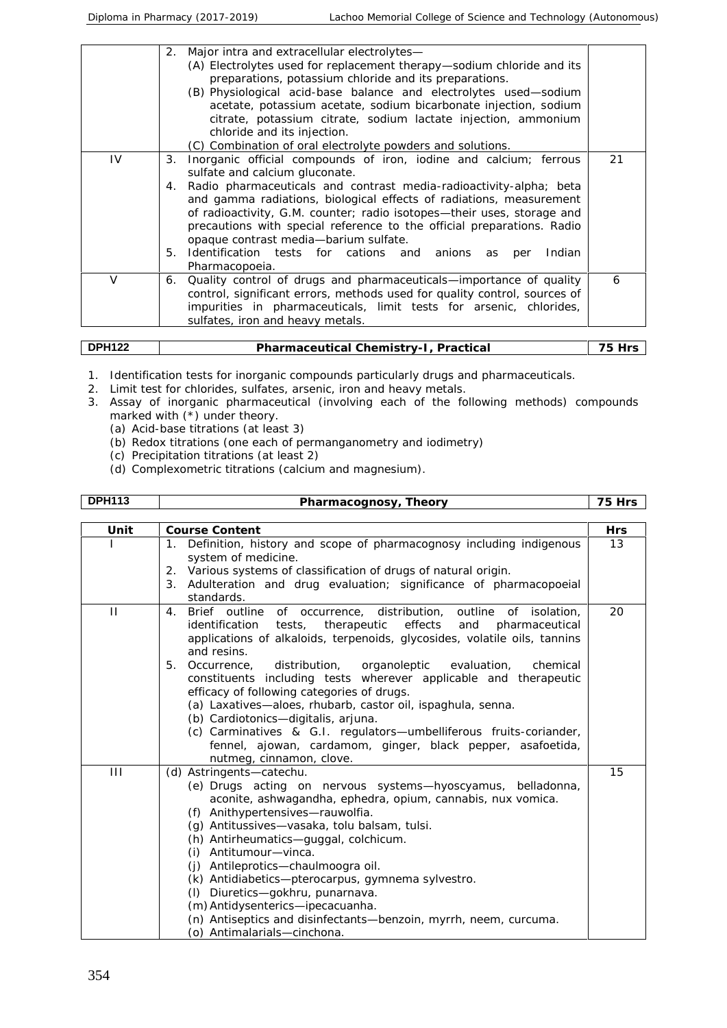| | | |
|---|---|---|
| | 2. Major intra and extracellular electrolytes—<br>(A) Electrolytes used for replacement therapy—sodium chloride and its preparations, potassium chloride and its preparations.<br>(B) Physiological acid-base balance and electrolytes used—sodium acetate, potassium acetate, sodium bicarbonate injection, sodium citrate, potassium citrate, sodium lactate injection, ammonium chloride and its injection.<br>(C) Combination of oral electrolyte powders and solutions. | |
| IV | 3. Inorganic official compounds of iron, iodine and calcium; ferrous sulfate and calcium gluconate.<br>4. Radio pharmaceuticals and contrast media-radioactivity-alpha; beta and gamma radiations, biological effects of radiations, measurement of radioactivity, G.M. counter; radio isotopes—their uses, storage and precautions with special reference to the official preparations. Radio opaque contrast media—barium sulfate.<br>5. Identification tests for cations and anions as per Indian Pharmacopoeia. | 21 |
| V | 6. Quality control of drugs and pharmaceuticals—importance of quality control, significant errors, methods used for quality control, sources of impurities in pharmaceuticals, limit tests for arsenic, chlorides, sulfates, iron and heavy metals. | 6 |

| DPH122 | Pharmaceutical Chemistry-I, Practical | 75 Hrs |
|---|---|---|

1. Identification tests for inorganic compounds particularly drugs and pharmaceuticals.
2. Limit test for chlorides, sulfates, arsenic, iron and heavy metals.
3. Assay of inorganic pharmaceutical (involving each of the following methods) compounds marked with (*) under theory.
   (a) Acid-base titrations (at least 3)
   (b) Redox titrations (one each of permanganometry and iodimetry)
   (c) Precipitation titrations (at least 2)
   (d) Complexometric titrations (calcium and magnesium).

| DPH113 | Pharmacognosy, Theory | 75 Hrs |
|---|---|---|

| Unit | Course Content | Hrs |
|---|---|---|
| I | 1. Definition, history and scope of pharmacognosy including indigenous system of medicine.<br>2. Various systems of classification of drugs of natural origin.<br>3. Adulteration and drug evaluation; significance of pharmacopoeial standards. | 13 |
| II | 4. Brief outline of occurrence, distribution, outline of isolation, identification tests, therapeutic effects and pharmaceutical applications of alkaloids, terpenoids, glycosides, volatile oils, tannins and resins.<br>5. Occurrence, distribution, organoleptic evaluation, chemical constituents including tests wherever applicable and therapeutic efficacy of following categories of drugs.<br>(a) Laxatives—aloes, rhubarb, castor oil, ispaghula, senna.<br>(b) Cardiotonics—digitalis, arjuna.<br>(c) Carminatives & G.I. regulators—umbelliferous fruits-coriander, fennel, ajowan, cardamom, ginger, black pepper, asafoetida, nutmeg, cinnamon, clove. | 20 |
| III | (d) Astringents—catechu.<br>(e) Drugs acting on nervous systems—hyoscyamus, belladonna, aconite, ashwagandha, ephedra, opium, cannabis, nux vomica.<br>(f) Anithypertensives—rauwolfia.<br>(g) Antitussives—vasaka, tolu balsam, tulsi.<br>(h) Antirheumatics—guggal, colchicum.<br>(i) Antitumour—vinca.<br>(j) Antileprotics—chaulmoogra oil.<br>(k) Antidiabetics—pterocarpus, gymnema sylvestro.<br>(l) Diuretics—gokhru, punarnava.<br>(m) Antidysenterics—ipecacuanha.<br>(n) Antiseptics and disinfectants—benzoin, myrrh, neem, curcuma.<br>(o) Antimalarials—cinchona. | 15 |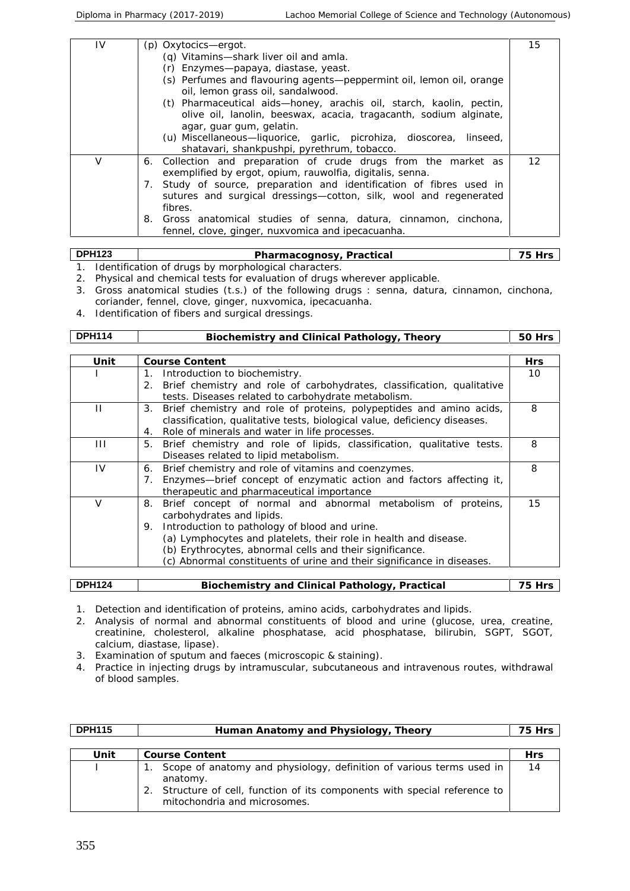| IV | (p) Oxytocics—ergot.<br>(q) Vitamins—shark liver oil and amla.<br>(r) Enzymes—papaya, diastase, yeast.<br>(s) Perfumes and flavouring agents—peppermint oil, lemon oil, orange oil, lemon grass oil, sandalwood.<br>(t) Pharmaceutical aids—honey, arachis oil, starch, kaolin, pectin, olive oil, lanolin, beeswax, acacia, tragacanth, sodium alginate, agar, guar gum, gelatin.<br>(u) Miscellaneous—liquorice, garlic, picrohiza, dioscorea, linseed, shatavari, shankpushpi, pyrethrum, tobacco. | 15 |
|---|---|---|
| V | 6. Collection and preparation of crude drugs from the market as exemplified by ergot, opium, rauwolfia, digitalis, senna.<br>7. Study of source, preparation and identification of fibres used in sutures and surgical dressings—cotton, silk, wool and regenerated fibres.<br>8. Gross anatomical studies of senna, datura, cinnamon, cinchona, fennel, clove, ginger, nuxvomica and ipecacuanha. | 12 |

| DPH123 | Pharmacognosy, Practical | 75 Hrs |
|---|---|---|

1. Identification of drugs by morphological characters.
2. Physical and chemical tests for evaluation of drugs wherever applicable.
3. Gross anatomical studies (t.s.) of the following drugs : senna, datura, cinnamon, cinchona, coriander, fennel, clove, ginger, nuxvomica, ipecacuanha.
4. Identification of fibers and surgical dressings.

| DPH114 | Biochemistry and Clinical Pathology, Theory | 50 Hrs |
|---|---|---|

| Unit | Course Content | Hrs |
|---|---|---|
| I | 1. Introduction to biochemistry.<br>2. Brief chemistry and role of carbohydrates, classification, qualitative tests. Diseases related to carbohydrate metabolism. | 10 |
| II | 3. Brief chemistry and role of proteins, polypeptides and amino acids, classification, qualitative tests, biological value, deficiency diseases.<br>4. Role of minerals and water in life processes. | 8 |
| III | 5. Brief chemistry and role of lipids, classification, qualitative tests. Diseases related to lipid metabolism. | 8 |
| IV | 6. Brief chemistry and role of vitamins and coenzymes.<br>7. Enzymes—brief concept of enzymatic action and factors affecting it, therapeutic and pharmaceutical importance | 8 |
| V | 8. Brief concept of normal and abnormal metabolism of proteins, carbohydrates and lipids.<br>9. Introduction to pathology of blood and urine.<br>(a) Lymphocytes and platelets, their role in health and disease.<br>(b) Erythrocytes, abnormal cells and their significance.<br>(c) Abnormal constituents of urine and their significance in diseases. | 15 |

| DPH124 | Biochemistry and Clinical Pathology, Practical | 75 Hrs |
|---|---|---|

1. Detection and identification of proteins, amino acids, carbohydrates and lipids.
2. Analysis of normal and abnormal constituents of blood and urine (glucose, urea, creatine, creatinine, cholesterol, alkaline phosphatase, acid phosphatase, bilirubin, SGPT, SGOT, calcium, diastase, lipase).
3. Examination of sputum and faeces (microscopic & staining).
4. Practice in injecting drugs by intramuscular, subcutaneous and intravenous routes, withdrawal of blood samples.

| DPH115 | Human Anatomy and Physiology, Theory | 75 Hrs |
|---|---|---|

| Unit | Course Content | Hrs |
|---|---|---|
| I | 1. Scope of anatomy and physiology, definition of various terms used in anatomy.<br>2. Structure of cell, function of its components with special reference to mitochondria and microsomes. | 14 |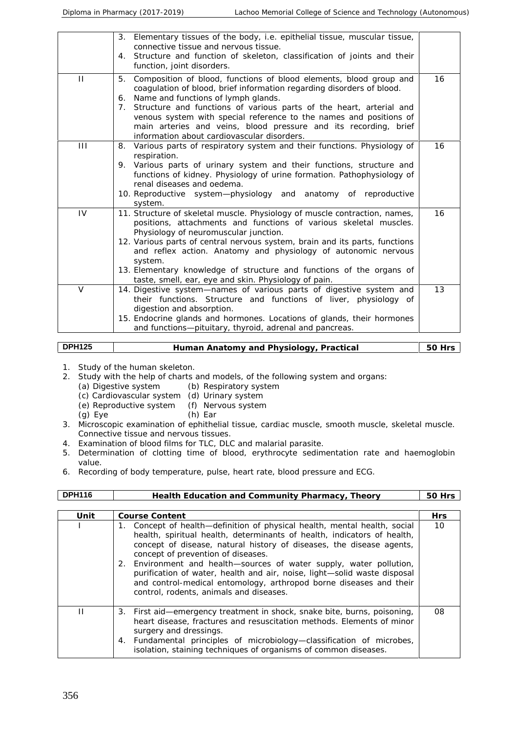| | | |
|---|---|---|
| | 3. Elementary tissues of the body, i.e. epithelial tissue, muscular tissue, connective tissue and nervous tissue.<br>4. Structure and function of skeleton, classification of joints and their function, joint disorders. | |
| II | 5. Composition of blood, functions of blood elements, blood group and coagulation of blood, brief information regarding disorders of blood.<br>6. Name and functions of lymph glands.<br>7. Structure and functions of various parts of the heart, arterial and venous system with special reference to the names and positions of main arteries and veins, blood pressure and its recording, brief information about cardiovascular disorders. | 16 |
| III | 8. Various parts of respiratory system and their functions. Physiology of respiration.<br>9. Various parts of urinary system and their functions, structure and functions of kidney. Physiology of urine formation. Pathophysiology of renal diseases and oedema.<br>10. Reproductive system—physiology and anatomy of reproductive system. | 16 |
| IV | 11. Structure of skeletal muscle. Physiology of muscle contraction, names, positions, attachments and functions of various skeletal muscles. Physiology of neuromuscular junction.<br>12. Various parts of central nervous system, brain and its parts, functions and reflex action. Anatomy and physiology of autonomic nervous system.<br>13. Elementary knowledge of structure and functions of the organs of taste, smell, ear, eye and skin. Physiology of pain. | 16 |
| V | 14. Digestive system—names of various parts of digestive system and their functions. Structure and functions of liver, physiology of digestion and absorption.<br>15. Endocrine glands and hormones. Locations of glands, their hormones and functions—pituitary, thyroid, adrenal and pancreas. | 13 |

| DPH125 | Human Anatomy and Physiology, Practical | 50 Hrs |
|---|---|---|

1. Study of the human skeleton.
2. Study with the help of charts and models, of the following system and organs:
   (a) Digestive system (b) Respiratory system
   (c) Cardiovascular system (d) Urinary system
   (e) Reproductive system (f) Nervous system
   (g) Eye (h) Ear
3. Microscopic examination of ephithelial tissue, cardiac muscle, smooth muscle, skeletal muscle. Connective tissue and nervous tissues.
4. Examination of blood films for TLC, DLC and malarial parasite.
5. Determination of clotting time of blood, erythrocyte sedimentation rate and haemoglobin value.
6. Recording of body temperature, pulse, heart rate, blood pressure and ECG.

| DPH116 | Health Education and Community Pharmacy, Theory | 50 Hrs |
|---|---|---|

| Unit | Course Content | Hrs |
|---|---|---|
| I | 1. Concept of health—definition of physical health, mental health, social health, spiritual health, determinants of health, indicators of health, concept of disease, natural history of diseases, the disease agents, concept of prevention of diseases.<br>2. Environment and health—sources of water supply, water pollution, purification of water, health and air, noise, light—solid waste disposal and control-medical entomology, arthropod borne diseases and their control, rodents, animals and diseases. | 10 |
| II | 3. First aid—emergency treatment in shock, snake bite, burns, poisoning, heart disease, fractures and resuscitation methods. Elements of minor surgery and dressings.<br>4. Fundamental principles of microbiology—classification of microbes, isolation, staining techniques of organisms of common diseases. | 08 |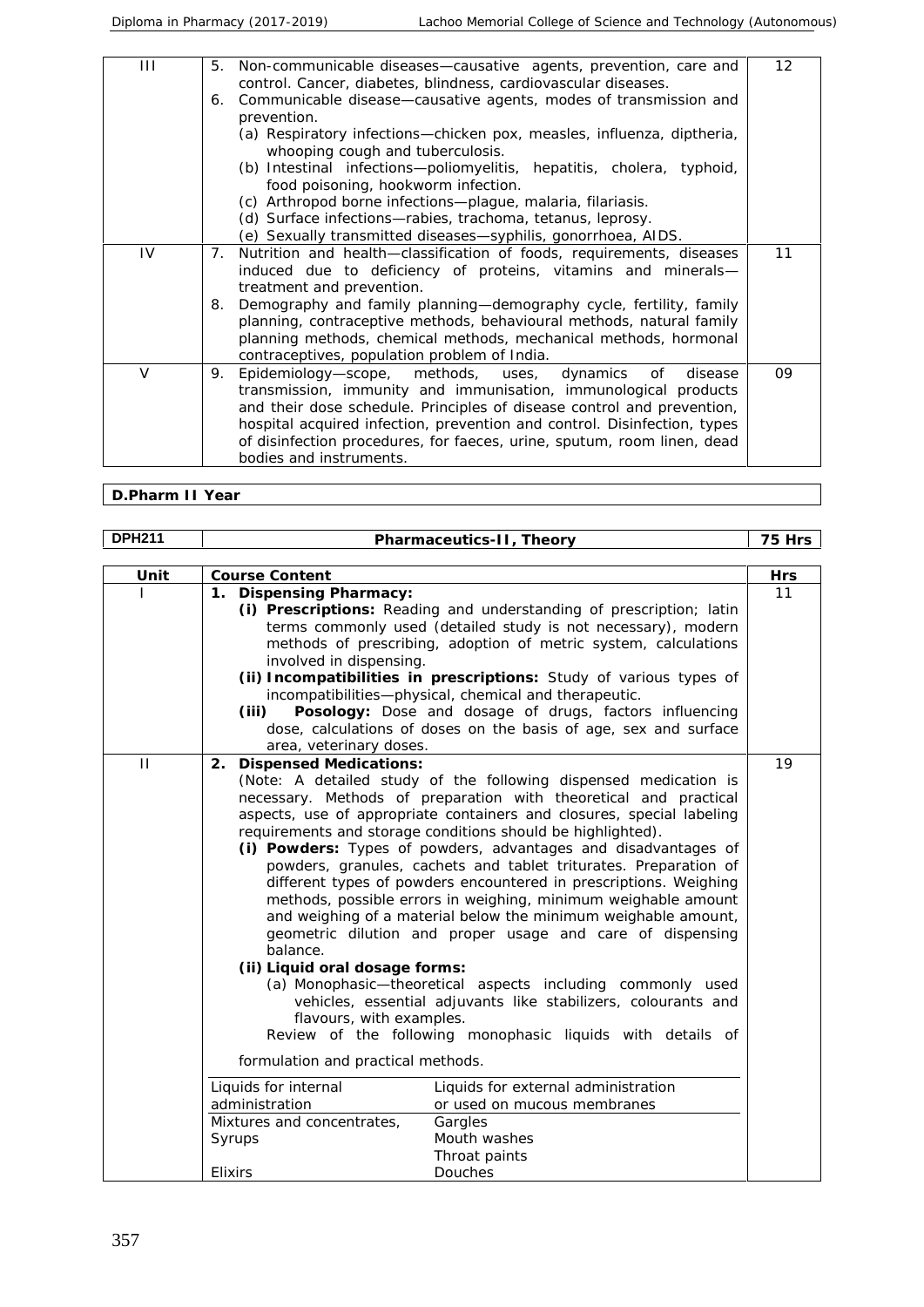| | | |
|---|---|---|
| III | 5. Non-communicable diseases—causative agents, prevention, care and control. Cancer, diabetes, blindness, cardiovascular diseases.<br>6. Communicable disease—causative agents, modes of transmission and prevention.<br>(a) Respiratory infections—chicken pox, measles, influenza, diptheria, whooping cough and tuberculosis.<br>(b) Intestinal infections—poliomyelitis, hepatitis, cholera, typhoid, food poisoning, hookworm infection.<br>(c) Arthropod borne infections—plague, malaria, filariasis.<br>(d) Surface infections—rabies, trachoma, tetanus, leprosy.<br>(e) Sexually transmitted diseases—syphilis, gonorrhoea, AIDS. | 12 |
| IV | 7. Nutrition and health—classification of foods, requirements, diseases induced due to deficiency of proteins, vitamins and minerals—treatment and prevention.<br>8. Demography and family planning—demography cycle, fertility, family planning, contraceptive methods, behavioural methods, natural family planning methods, chemical methods, mechanical methods, hormonal contraceptives, population problem of India. | 11 |
| V | 9. Epidemiology—scope, methods, uses, dynamics of disease transmission, immunity and immunisation, immunological products and their dose schedule. Principles of disease control and prevention, hospital acquired infection, prevention and control. Disinfection, types of disinfection procedures, for faeces, urine, sputum, room linen, dead bodies and instruments. | 09 |

**D.Pharm II Year**

| DPH211 | Pharmaceutics-II, Theory | 75 Hrs |
|---|---|---|

| Unit | Course Content | Hrs |
|---|---|---|
| I | **1. Dispensing Pharmacy:**<br>**(i) Prescriptions:** Reading and understanding of prescription; latin terms commonly used (detailed study is not necessary), modern methods of prescribing, adoption of metric system, calculations involved in dispensing.<br>**(ii) Incompatibilities in prescriptions:** Study of various types of incompatibilities—physical, chemical and therapeutic.<br>**(iii) Posology:** Dose and dosage of drugs, factors influencing dose, calculations of doses on the basis of age, sex and surface area, veterinary doses. | 11 |
| II | **2. Dispensed Medications:**<br>(Note: A detailed study of the following dispensed medication is necessary. Methods of preparation with theoretical and practical aspects, use of appropriate containers and closures, special labeling requirements and storage conditions should be highlighted).<br>**(i) Powders:** Types of powders, advantages and disadvantages of powders, granules, cachets and tablet triturates. Preparation of different types of powders encountered in prescriptions. Weighing methods, possible errors in weighing, minimum weighable amount and weighing of a material below the minimum weighable amount, geometric dilution and proper usage and care of dispensing balance.<br>**(ii) Liquid oral dosage forms:**<br>(a) Monophasic—theoretical aspects including commonly used vehicles, essential adjuvants like stabilizers, colourants and flavours, with examples.<br>Review of the following monophasic liquids with details of formulation and practical methods.<br><br>Liquids for internal administration: Mixtures and concentrates, Syrups, Elixirs<br>Liquids for external administration or used on mucous membranes: Gargles, Mouth washes, Throat paints, Douches | 19 |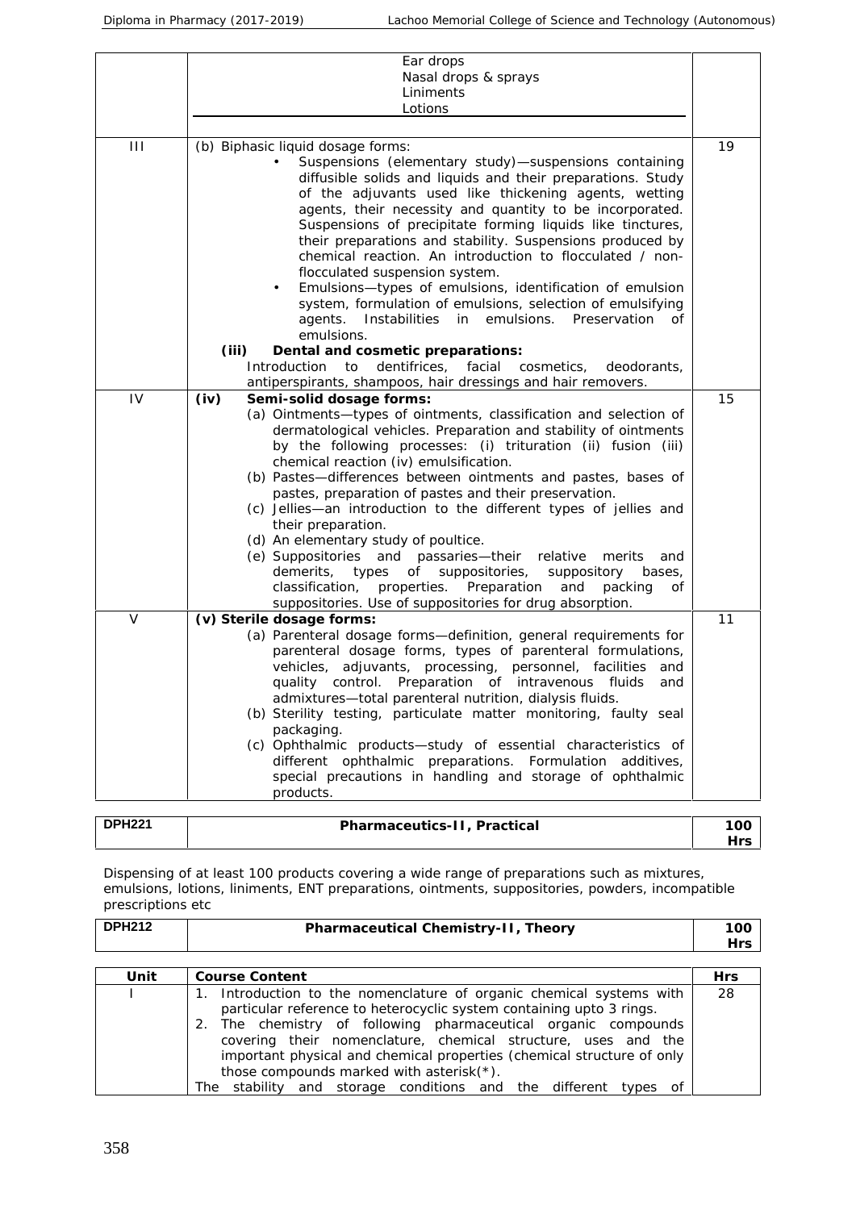| | | |
|---|---|---|
| | Ear drops<br>Nasal drops & sprays<br>Liniments<br>Lotions | |
| III | (b) Biphasic liquid dosage forms:<br>• Suspensions (elementary study)—suspensions containing diffusible solids and liquids and their preparations. Study of the adjuvants used like thickening agents, wetting agents, their necessity and quantity to be incorporated. Suspensions of precipitate forming liquids like tinctures, their preparations and stability. Suspensions produced by chemical reaction. An introduction to flocculated / non-flocculated suspension system.<br>• Emulsions—types of emulsions, identification of emulsion system, formulation of emulsions, selection of emulsifying agents. Instabilities in emulsions. Preservation of emulsions.<br>**(iii) Dental and cosmetic preparations:**<br>Introduction to dentifrices, facial cosmetics, deodorants, antiperspirants, shampoos, hair dressings and hair removers. | 19 |
| IV | **(iv) Semi-solid dosage forms:**<br>(a) Ointments—types of ointments, classification and selection of dermatological vehicles. Preparation and stability of ointments by the following processes: (i) trituration (ii) fusion (iii) chemical reaction (iv) emulsification.<br>(b) Pastes—differences between ointments and pastes, bases of pastes, preparation of pastes and their preservation.<br>(c) Jellies—an introduction to the different types of jellies and their preparation.<br>(d) An elementary study of poultice.<br>(e) Suppositories and passaries—their relative merits and demerits, types of suppositories, suppository bases, classification, properties. Preparation and packing of suppositories. Use of suppositories for drug absorption. | 15 |
| V | **(v) Sterile dosage forms:**<br>(a) Parenteral dosage forms—definition, general requirements for parenteral dosage forms, types of parenteral formulations, vehicles, adjuvants, processing, personnel, facilities and quality control. Preparation of intravenous fluids and admixtures—total parenteral nutrition, dialysis fluids.<br>(b) Sterility testing, particulate matter monitoring, faulty seal packaging.<br>(c) Ophthalmic products—study of essential characteristics of different ophthalmic preparations. Formulation additives, special precautions in handling and storage of ophthalmic products. | 11 |

| DPH221 | Pharmaceutics-II, Practical | 100 Hrs |
|---|---|---|

Dispensing of at least 100 products covering a wide range of preparations such as mixtures, emulsions, lotions, liniments, ENT preparations, ointments, suppositories, powders, incompatible prescriptions etc

| DPH212 | Pharmaceutical Chemistry-II, Theory | 100 Hrs |
|---|---|---|

| Unit | Course Content | Hrs |
|---|---|---|
| I | 1. Introduction to the nomenclature of organic chemical systems with particular reference to heterocyclic system containing upto 3 rings.<br>2. The chemistry of following pharmaceutical organic compounds covering their nomenclature, chemical structure, uses and the important physical and chemical properties (chemical structure of only those compounds marked with asterisk(*).<br>The stability and storage conditions and the different types of | 28 |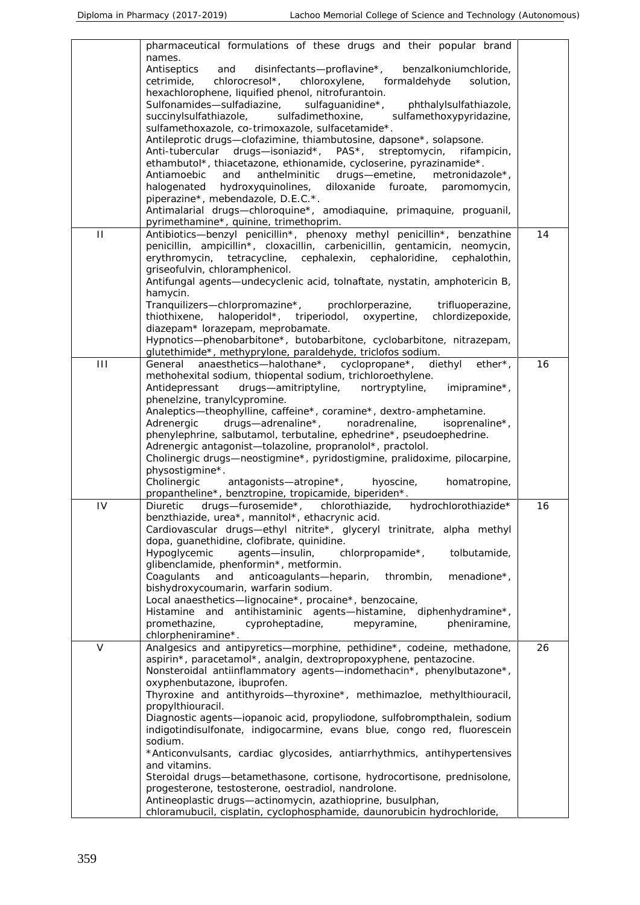| | | |
|---|---|---|
| | pharmaceutical formulations of these drugs and their popular brand names.<br>Antiseptics and disinfectants—proflavine*, benzalkoniumchloride, cetrimide, chlorocresol*, chloroxylene, formaldehyde solution, hexachlorophene, liquified phenol, nitrofurantoin.<br>Sulfonamides—sulfadiazine, sulfaguanidine*, phthalylsulfathiazole, succinylsulfathiazole, sulfadimethoxine, sulfamethoxypyridazine, sulfamethoxazole, co-trimoxazole, sulfacetamide*.<br>Antileprotic drugs—clofazimine, thiambutosine, dapsone*, solapsone.<br>Anti-tubercular drugs—isoniazid*, PAS*, streptomycin, rifampicin, ethambutol*, thiacetazone, ethionamide, cycloserine, pyrazinamide*.<br>Antiamoebic and anthelminitic drugs—emetine, metronidazole*, halogenated hydroxyquinolines, diloxanide furoate, paromomycin, piperazine*, mebendazole, D.E.C.*.<br>Antimalarial drugs—chloroquine*, amodiaquine, primaquine, proguanil, pyrimethamine*, quinine, trimethoprim. | |
| II | Antibiotics—benzyl penicillin*, phenoxy methyl penicillin*, benzathine penicillin, ampicillin*, cloxacillin, carbenicillin, gentamicin, neomycin, erythromycin, tetracycline, cephalexin, cephaloridine, cephalothin, griseofulvin, chloramphenicol.<br>Antifungal agents—undecyclenic acid, tolnaftate, nystatin, amphotericin B, hamycin.<br>Tranquilizers—chlorpromazine*, prochlorperazine, trifluoperazine, thiothixene, haloperidol*, triperiodol, oxypertine, chlordizepoxide, diazepam* lorazepam, meprobamate.<br>Hypnotics—phenobarbitone*, butobarbitone, cyclobarbitone, nitrazepam, glutethimide*, methyprylone, paraldehyde, triclofos sodium. | 14 |
| III | General anaesthetics—halothane*, cyclopropane*, diethyl ether*, methohexital sodium, thiopental sodium, trichloroethylene.<br>Antidepressant drugs—amitriptyline, nortryptyline, imipramine*, phenelzine, tranylcypromine.<br>Analeptics—theophylline, caffeine*, coramine*, dextro-amphetamine.<br>Adrenergic drugs—adrenaline*, noradrenaline, isoprenaline*, phenylephrine, salbutamol, terbutaline, ephedrine*, pseudoephedrine.<br>Adrenergic antagonist—tolazoline, propranolol*, practolol.<br>Cholinergic drugs—neostigmine*, pyridostigmine, pralidoxime, pilocarpine, physostigmine*.<br>Cholinergic antagonists—atropine*, hyoscine, homatropine, propantheline*, benztropine, tropicamide, biperiden*. | 16 |
| IV | Diuretic drugs—furosemide*, chlorothiazide, hydrochlorothiazide* benzthiazide, urea*, mannitol*, ethacrynic acid.<br>Cardiovascular drugs—ethyl nitrite*, glyceryl trinitrate, alpha methyl dopa, guanethidine, clofibrate, quinidine.<br>Hypoglycemic agents—insulin, chlorpropamide*, tolbutamide, glibenclamide, phenformin*, metformin.<br>Coagulants and anticoagulants—heparin, thrombin, menadione*, bishydroxycoumarin, warfarin sodium.<br>Local anaesthetics—lignocaine*, procaine*, benzocaine,<br>Histamine and antihistaminic agents—histamine, diphenhydramine*, promethazine, cyproheptadine, mepyramine, pheniramine, chlorpheniramine*. | 16 |
| V | Analgesics and antipyretics—morphine, pethidine*, codeine, methadone, aspirin*, paracetamol*, analgin, dextropropoxyphene, pentazocine.<br>Nonsteroidal antiinflammatory agents—indomethacin*, phenylbutazone*, oxyphenbutazone, ibuprofen.<br>Thyroxine and antithyroids—thyroxine*, methimazloe, methylthiouracil, propylthiouracil.<br>Diagnostic agents—iopanoic acid, propyliodone, sulfobrompthalein, sodium indigotindisulfonate, indigocarmine, evans blue, congo red, fluorescein sodium.<br>*Anticonvulsants, cardiac glycosides, antiarrhythmics, antihypertensives and vitamins.<br>Steroidal drugs—betamethasone, cortisone, hydrocortisone, prednisolone, progesterone, testosterone, oestradiol, nandrolone.<br>Antineoplastic drugs—actinomycin, azathioprine, busulphan, chloramubucil, cisplatin, cyclophosphamide, daunorubicin hydrochloride, | 26 |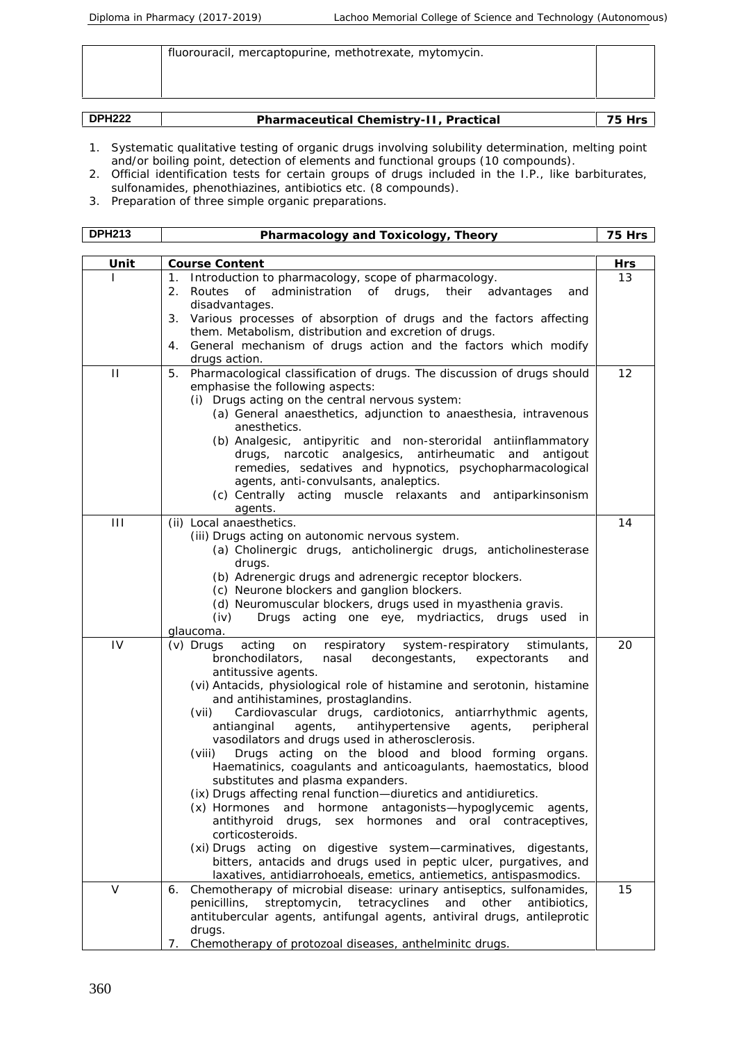| | fluorouracil, mercaptopurine, methotrexate, mytomycin. | |
|---|---|---|

| DPH222 | Pharmaceutical Chemistry-II, Practical | 75 Hrs |
|---|---|---|

1. Systematic qualitative testing of organic drugs involving solubility determination, melting point and/or boiling point, detection of elements and functional groups (10 compounds).
2. Official identification tests for certain groups of drugs included in the I.P., like barbiturates, sulfonamides, phenothiazines, antibiotics etc. (8 compounds).
3. Preparation of three simple organic preparations.

| DPH213 | Pharmacology and Toxicology, Theory | 75 Hrs |
|---|---|---|

| Unit | Course Content | Hrs |
|---|---|---|
| I | 1. Introduction to pharmacology, scope of pharmacology.<br>2. Routes of administration of drugs, their advantages and disadvantages.<br>3. Various processes of absorption of drugs and the factors affecting them. Metabolism, distribution and excretion of drugs.<br>4. General mechanism of drugs action and the factors which modify drugs action. | 13 |
| II | 5. Pharmacological classification of drugs. The discussion of drugs should emphasise the following aspects:<br>(i) Drugs acting on the central nervous system:<br>(a) General anaesthetics, adjunction to anaesthesia, intravenous anesthetics.<br>(b) Analgesic, antipyritic and non-steroridal antiinflammatory drugs, narcotic analgesics, antirheumatic and antigout remedies, sedatives and hypnotics, psychopharmacological agents, anti-convulsants, analeptics.<br>(c) Centrally acting muscle relaxants and antiparkinsonism agents. | 12 |
| III | (ii) Local anaesthetics.<br>(iii) Drugs acting on autonomic nervous system.<br>(a) Cholinergic drugs, anticholinergic drugs, anticholinesterase drugs.<br>(b) Adrenergic drugs and adrenergic receptor blockers.<br>(c) Neurone blockers and ganglion blockers.<br>(d) Neuromuscular blockers, drugs used in myasthenia gravis.<br>(iv) Drugs acting one eye, mydriactics, drugs used in glaucoma. | 14 |
| IV | (v) Drugs acting on respiratory system-respiratory stimulants, bronchodilators, nasal decongestants, expectorants and antitussive agents.<br>(vi) Antacids, physiological role of histamine and serotonin, histamine and antihistamines, prostaglandins.<br>(vii) Cardiovascular drugs, cardiotonics, antiarrhythmic agents, antianginal agents, antihypertensive agents, peripheral vasodilators and drugs used in atherosclerosis.<br>(viii) Drugs acting on the blood and blood forming organs. Haematinics, coagulants and anticoagulants, haemostatics, blood substitutes and plasma expanders.<br>(ix) Drugs affecting renal function—diuretics and antidiuretics.<br>(x) Hormones and hormone antagonists—hypoglycemic agents, antithyroid drugs, sex hormones and oral contraceptives, corticosteroids.<br>(xi) Drugs acting on digestive system—carminatives, digestants, bitters, antacids and drugs used in peptic ulcer, purgatives, and laxatives, antidiarrohoeals, emetics, antiemetics, antispasmodics. | 20 |
| V | 6. Chemotherapy of microbial disease: urinary antiseptics, sulfonamides, penicillins, streptomycin, tetracyclines and other antibiotics, antitubercular agents, antifungal agents, antiviral drugs, antileprotic drugs.<br>7. Chemotherapy of protozoal diseases, anthelminitc drugs. | 15 |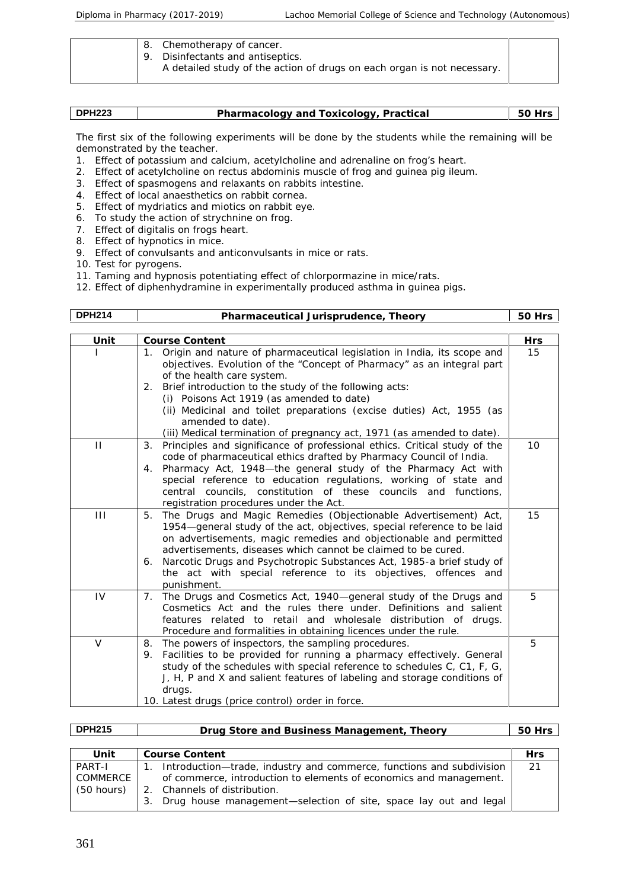| | 8. Chemotherapy of cancer.<br>9. Disinfectants and antiseptics.<br>A detailed study of the action of drugs on each organ is not necessary. | |
|---|---|---|

| DPH223 | Pharmacology and Toxicology, Practical | 50 Hrs |
|---|---|---|

The first six of the following experiments will be done by the students while the remaining will be demonstrated by the teacher.

1. Effect of potassium and calcium, acetylcholine and adrenaline on frog's heart.
2. Effect of acetylcholine on rectus abdominis muscle of frog and guinea pig ileum.
3. Effect of spasmogens and relaxants on rabbits intestine.
4. Effect of local anaesthetics on rabbit cornea.
5. Effect of mydriatics and miotics on rabbit eye.
6. To study the action of strychnine on frog.
7. Effect of digitalis on frogs heart.
8. Effect of hypnotics in mice.
9. Effect of convulsants and anticonvulsants in mice or rats.
10. Test for pyrogens.
11. Taming and hypnosis potentiating effect of chlorpormazine in mice/rats.
12. Effect of diphenhydramine in experimentally produced asthma in guinea pigs.

| DPH214 | Pharmaceutical Jurisprudence, Theory | 50 Hrs |
|---|---|---|

| Unit | Course Content | Hrs |
|---|---|---|
| I | 1. Origin and nature of pharmaceutical legislation in India, its scope and objectives. Evolution of the "Concept of Pharmacy" as an integral part of the health care system.<br>2. Brief introduction to the study of the following acts:<br>(i) Poisons Act 1919 (as amended to date)<br>(ii) Medicinal and toilet preparations (excise duties) Act, 1955 (as amended to date).<br>(iii) Medical termination of pregnancy act, 1971 (as amended to date). | 15 |
| II | 3. Principles and significance of professional ethics. Critical study of the code of pharmaceutical ethics drafted by Pharmacy Council of India.<br>4. Pharmacy Act, 1948—the general study of the Pharmacy Act with special reference to education regulations, working of state and central councils, constitution of these councils and functions, registration procedures under the Act. | 10 |
| III | 5. The Drugs and Magic Remedies (Objectionable Advertisement) Act, 1954—general study of the act, objectives, special reference to be laid on advertisements, magic remedies and objectionable and permitted advertisements, diseases which cannot be claimed to be cured.<br>6. Narcotic Drugs and Psychotropic Substances Act, 1985-a brief study of the act with special reference to its objectives, offences and punishment. | 15 |
| IV | 7. The Drugs and Cosmetics Act, 1940—general study of the Drugs and Cosmetics Act and the rules there under. Definitions and salient features related to retail and wholesale distribution of drugs. Procedure and formalities in obtaining licences under the rule. | 5 |
| V | 8. The powers of inspectors, the sampling procedures.<br>9. Facilities to be provided for running a pharmacy effectively. General study of the schedules with special reference to schedules C, C1, F, G, J, H, P and X and salient features of labeling and storage conditions of drugs.<br>10. Latest drugs (price control) order in force. | 5 |

| DPH215 | Drug Store and Business Management, Theory | 50 Hrs |
|---|---|---|

| Unit | Course Content | Hrs |
|---|---|---|
| PART-I COMMERCE (50 hours) | 1. Introduction—trade, industry and commerce, functions and subdivision of commerce, introduction to elements of economics and management.<br>2. Channels of distribution.<br>3. Drug house management—selection of site, space lay out and legal | 21 |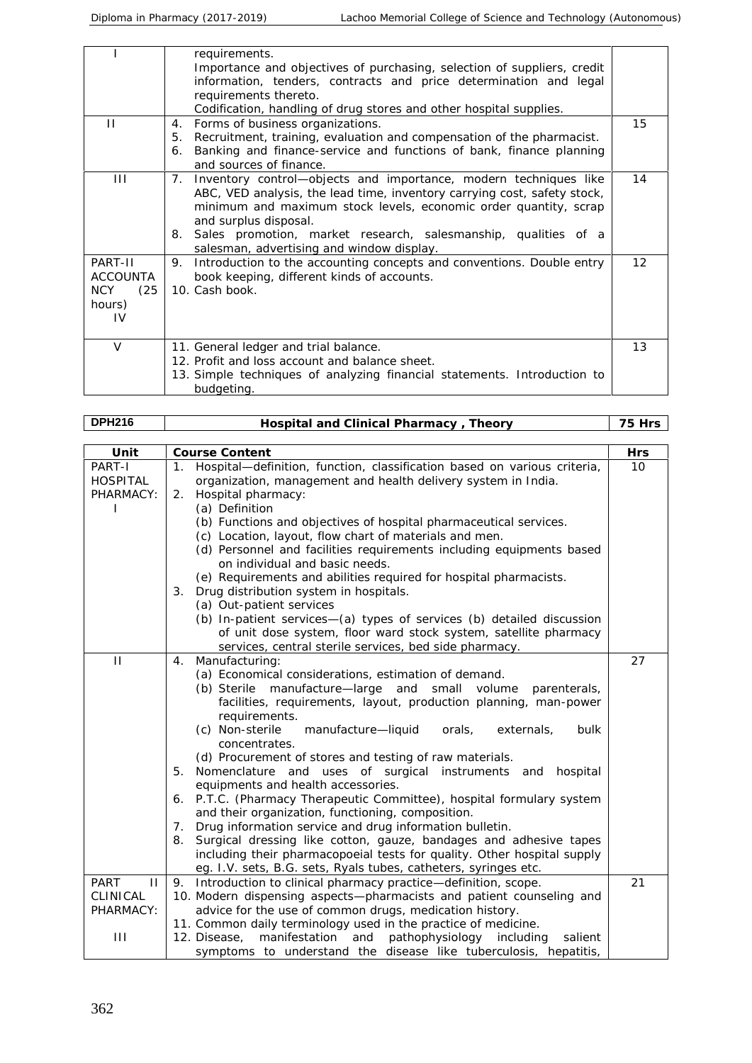| | | |
|---|---|---|
| I | requirements.<br>Importance and objectives of purchasing, selection of suppliers, credit information, tenders, contracts and price determination and legal requirements thereto.<br>Codification, handling of drug stores and other hospital supplies. | |
| II | 4. Forms of business organizations.<br>5. Recruitment, training, evaluation and compensation of the pharmacist.<br>6. Banking and finance-service and functions of bank, finance planning and sources of finance. | 15 |
| III | 7. Inventory control—objects and importance, modern techniques like ABC, VED analysis, the lead time, inventory carrying cost, safety stock, minimum and maximum stock levels, economic order quantity, scrap and surplus disposal.<br>8. Sales promotion, market research, salesmanship, qualities of a salesman, advertising and window display. | 14 |
| PART-II ACCOUNTANCY (25 hours)<br>IV | 9. Introduction to the accounting concepts and conventions. Double entry book keeping, different kinds of accounts.<br>10. Cash book. | 12 |
| V | 11. General ledger and trial balance.<br>12. Profit and loss account and balance sheet.<br>13. Simple techniques of analyzing financial statements. Introduction to budgeting. | 13 |

| DPH216 | Hospital and Clinical Pharmacy , Theory | 75 Hrs |
|---|---|---|

| Unit | Course Content | Hrs |
|---|---|---|
| PART-I HOSPITAL PHARMACY:<br>I | 1. Hospital—definition, function, classification based on various criteria, organization, management and health delivery system in India.<br>2. Hospital pharmacy:<br>(a) Definition<br>(b) Functions and objectives of hospital pharmaceutical services.<br>(c) Location, layout, flow chart of materials and men.<br>(d) Personnel and facilities requirements including equipments based on individual and basic needs.<br>(e) Requirements and abilities required for hospital pharmacists.<br>3. Drug distribution system in hospitals.<br>(a) Out-patient services<br>(b) In-patient services—(a) types of services (b) detailed discussion of unit dose system, floor ward stock system, satellite pharmacy services, central sterile services, bed side pharmacy. | 10 |
| II | 4. Manufacturing:<br>(a) Economical considerations, estimation of demand.<br>(b) Sterile manufacture—large and small volume parenterals, facilities, requirements, layout, production planning, man-power requirements.<br>(c) Non-sterile manufacture—liquid orals, externals, bulk concentrates.<br>(d) Procurement of stores and testing of raw materials.<br>5. Nomenclature and uses of surgical instruments and hospital equipments and health accessories.<br>6. P.T.C. (Pharmacy Therapeutic Committee), hospital formulary system and their organization, functioning, composition.<br>7. Drug information service and drug information bulletin.<br>8. Surgical dressing like cotton, gauze, bandages and adhesive tapes including their pharmacopoeial tests for quality. Other hospital supply eg. I.V. sets, B.G. sets, Ryals tubes, catheters, syringes etc. | 27 |
| PART II CLINICAL PHARMACY:<br>III | 9. Introduction to clinical pharmacy practice—definition, scope.<br>10. Modern dispensing aspects—pharmacists and patient counseling and advice for the use of common drugs, medication history.<br>11. Common daily terminology used in the practice of medicine.<br>12. Disease, manifestation and pathophysiology including salient symptoms to understand the disease like tuberculosis, hepatitis, | 21 |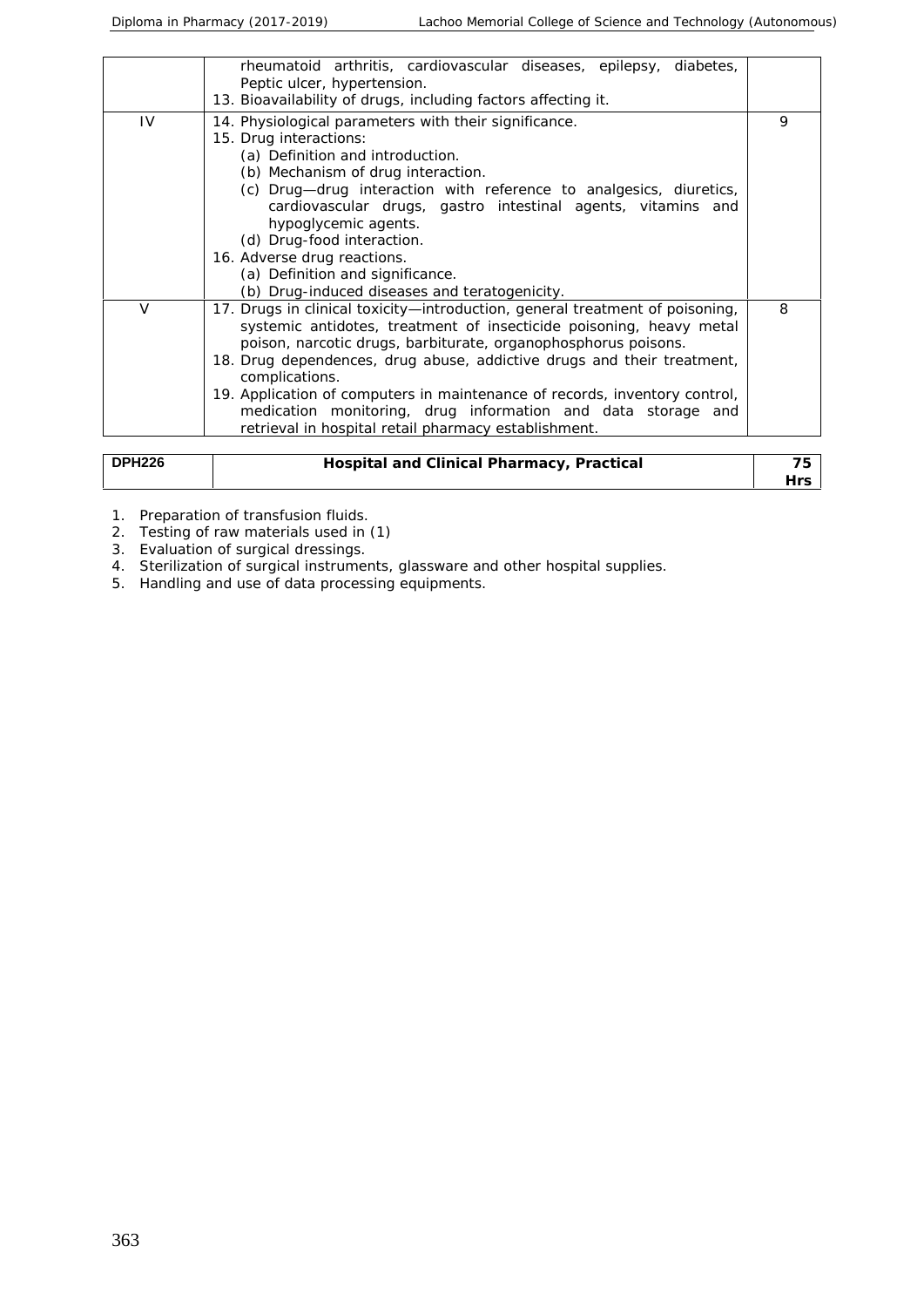| | | |
|---|---|---|
| | rheumatoid arthritis, cardiovascular diseases, epilepsy, diabetes, Peptic ulcer, hypertension.<br>13. Bioavailability of drugs, including factors affecting it. | |
| IV | 14. Physiological parameters with their significance.<br>15. Drug interactions:<br>(a) Definition and introduction.<br>(b) Mechanism of drug interaction.<br>(c) Drug—drug interaction with reference to analgesics, diuretics, cardiovascular drugs, gastro intestinal agents, vitamins and hypoglycemic agents.<br>(d) Drug-food interaction.<br>16. Adverse drug reactions.<br>(a) Definition and significance.<br>(b) Drug-induced diseases and teratogenicity. | 9 |
| V | 17. Drugs in clinical toxicity—introduction, general treatment of poisoning, systemic antidotes, treatment of insecticide poisoning, heavy metal poison, narcotic drugs, barbiturate, organophosphorus poisons.<br>18. Drug dependences, drug abuse, addictive drugs and their treatment, complications.<br>19. Application of computers in maintenance of records, inventory control, medication monitoring, drug information and data storage and retrieval in hospital retail pharmacy establishment. | 8 |

| DPH226 | Hospital and Clinical Pharmacy, Practical | 75 Hrs |
|---|---|---|

1. Preparation of transfusion fluids.
2. Testing of raw materials used in (1)
3. Evaluation of surgical dressings.
4. Sterilization of surgical instruments, glassware and other hospital supplies.
5. Handling and use of data processing equipments.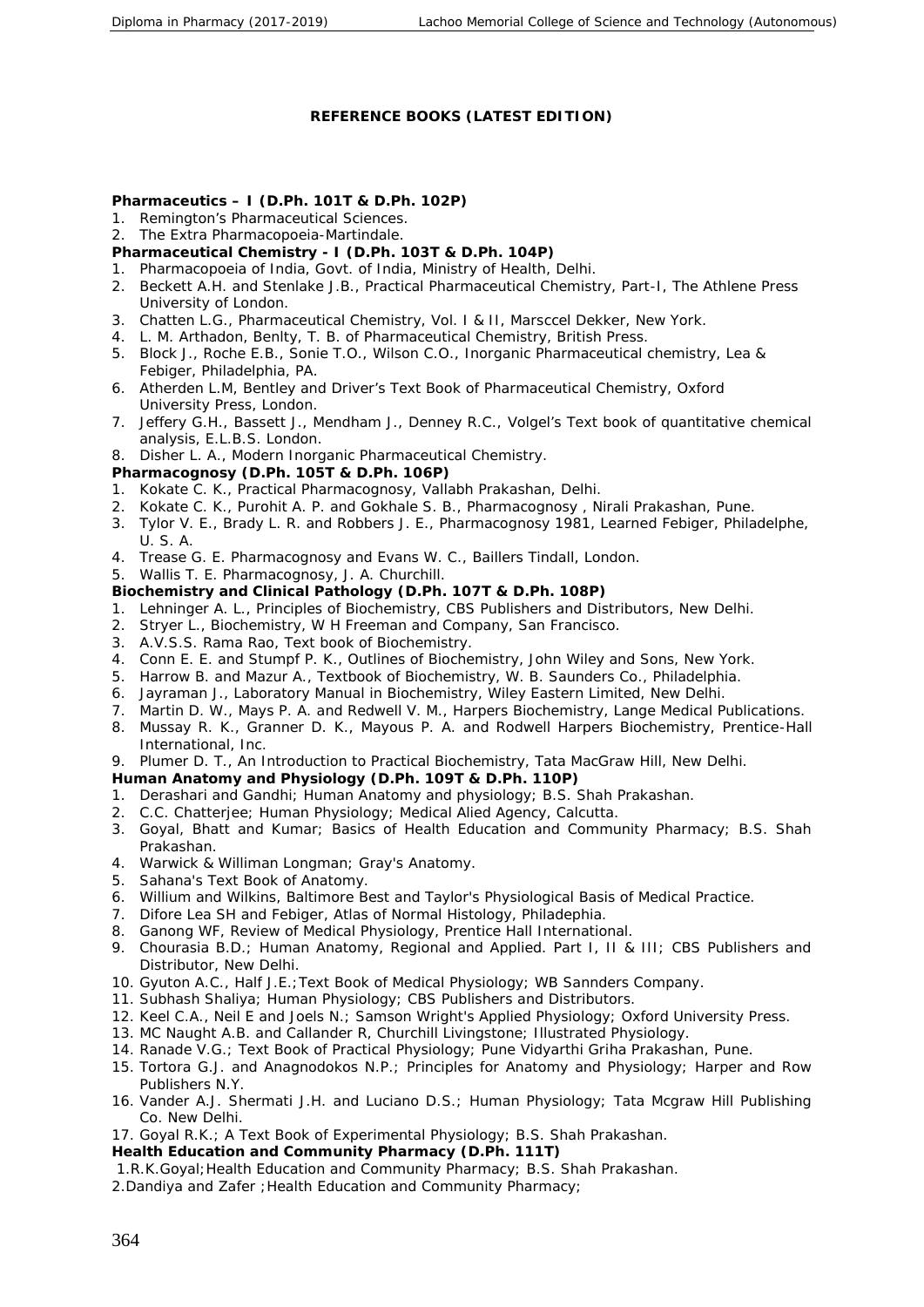## REFERENCE BOOKS (LATEST EDITION)

**Pharmaceutics – I (D.Ph. 101T & D.Ph. 102P)**

1. Remington's Pharmaceutical Sciences.
2. The Extra Pharmacopoeia-Martindale.

**Pharmaceutical Chemistry - I (D.Ph. 103T & D.Ph. 104P)**

1. Pharmacopoeia of India, Govt. of India, Ministry of Health, Delhi.
2. Beckett A.H. and Stenlake J.B., Practical Pharmaceutical Chemistry, Part-I, The Athlene Press University of London.
3. Chatten L.G., Pharmaceutical Chemistry, Vol. I & II, Marsccel Dekker, New York.
4. L. M. Arthadon, Benlty, T. B. of Pharmaceutical Chemistry, British Press.
5. Block J., Roche E.B., Sonie T.O., Wilson C.O., Inorganic Pharmaceutical chemistry, Lea & Febiger, Philadelphia, PA.
6. Atherden L.M, Bentley and Driver's Text Book of Pharmaceutical Chemistry, Oxford University Press, London.
7. Jeffery G.H., Bassett J., Mendham J., Denney R.C., Volgel's Text book of quantitative chemical analysis, E.L.B.S. London.
8. Disher L. A., Modern Inorganic Pharmaceutical Chemistry.

**Pharmacognosy (D.Ph. 105T & D.Ph. 106P)**

1. Kokate C. K., Practical Pharmacognosy, Vallabh Prakashan, Delhi.
2. Kokate C. K., Purohit A. P. and Gokhale S. B., Pharmacognosy , Nirali Prakashan, Pune.
3. Tylor V. E., Brady L. R. and Robbers J. E., Pharmacognosy 1981, Learned Febiger, Philadelphe, U. S. A.
4. Trease G. E. Pharmacognosy and Evans W. C., Baillers Tindall, London.
5. Wallis T. E. Pharmacognosy, J. A. Churchill.

**Biochemistry and Clinical Pathology (D.Ph. 107T & D.Ph. 108P)**

1. Lehninger A. L., Principles of Biochemistry, CBS Publishers and Distributors, New Delhi.
2. Stryer L., Biochemistry, W H Freeman and Company, San Francisco.
3. A.V.S.S. Rama Rao, Text book of Biochemistry.
4. Conn E. E. and Stumpf P. K., Outlines of Biochemistry, John Wiley and Sons, New York.
5. Harrow B. and Mazur A., Textbook of Biochemistry, W. B. Saunders Co., Philadelphia.
6. Jayraman J., Laboratory Manual in Biochemistry, Wiley Eastern Limited, New Delhi.
7. Martin D. W., Mays P. A. and Redwell V. M., Harpers Biochemistry, Lange Medical Publications.
8. Mussay R. K., Granner D. K., Mayous P. A. and Rodwell Harpers Biochemistry, Prentice-Hall International, Inc.
9. Plumer D. T., An Introduction to Practical Biochemistry, Tata MacGraw Hill, New Delhi.

**Human Anatomy and Physiology (D.Ph. 109T & D.Ph. 110P)**

1. Derashari and Gandhi; Human Anatomy and physiology; B.S. Shah Prakashan.
2. C.C. Chatterjee; Human Physiology; Medical Alied Agency, Calcutta.
3. Goyal, Bhatt and Kumar; Basics of Health Education and Community Pharmacy; B.S. Shah Prakashan.
4. Warwick & Williman Longman; Gray's Anatomy.
5. Sahana's Text Book of Anatomy.
6. Willium and Wilkins, Baltimore Best and Taylor's Physiological Basis of Medical Practice.
7. Difore Lea SH and Febiger, Atlas of Normal Histology, Philadephia.
8. Ganong WF, Review of Medical Physiology, Prentice Hall International.
9. Chourasia B.D.; Human Anatomy, Regional and Applied. Part I, II & III; CBS Publishers and Distributor, New Delhi.
10. Gyuton A.C., Half J.E.;Text Book of Medical Physiology; WB Sannders Company.
11. Subhash Shaliya; Human Physiology; CBS Publishers and Distributors.
12. Keel C.A., Neil E and Joels N.; Samson Wright's Applied Physiology; Oxford University Press.
13. MC Naught A.B. and Callander R, Churchill Livingstone; Illustrated Physiology.
14. Ranade V.G.; Text Book of Practical Physiology; Pune Vidyarthi Griha Prakashan, Pune.
15. Tortora G.J. and Anagnodokos N.P.; Principles for Anatomy and Physiology; Harper and Row Publishers N.Y.
16. Vander A.J. Shermati J.H. and Luciano D.S.; Human Physiology; Tata Mcgraw Hill Publishing Co. New Delhi.
17. Goyal R.K.; A Text Book of Experimental Physiology; B.S. Shah Prakashan.

**Health Education and Community Pharmacy (D.Ph. 111T)**

1. R.K.Goyal;Health Education and Community Pharmacy; B.S. Shah Prakashan.
2. Dandiya and Zafer ;Health Education and Community Pharmacy;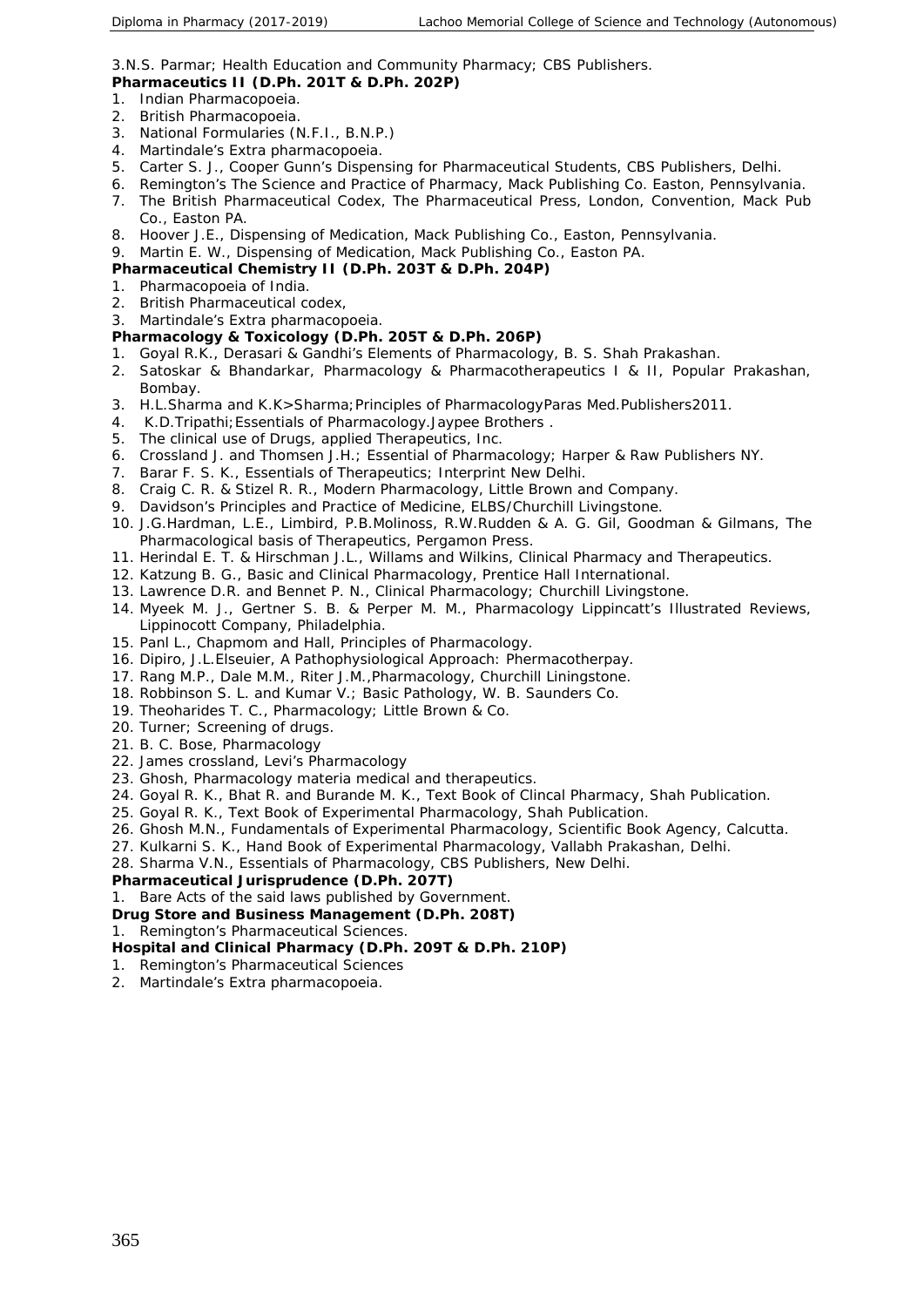3.N.S. Parmar; Health Education and Community Pharmacy; CBS Publishers.

**Pharmaceutics II (D.Ph. 201T & D.Ph. 202P)**

1. Indian Pharmacopoeia.
2. British Pharmacopoeia.
3. National Formularies (N.F.I., B.N.P.)
4. Martindale's Extra pharmacopoeia.
5. Carter S. J., Cooper Gunn's Dispensing for Pharmaceutical Students, CBS Publishers, Delhi.
6. Remington's The Science and Practice of Pharmacy, Mack Publishing Co. Easton, Pennsylvania.
7. The British Pharmaceutical Codex, The Pharmaceutical Press, London, Convention, Mack Pub Co., Easton PA.
8. Hoover J.E., Dispensing of Medication, Mack Publishing Co., Easton, Pennsylvania.
9. Martin E. W., Dispensing of Medication, Mack Publishing Co., Easton PA.

**Pharmaceutical Chemistry II (D.Ph. 203T & D.Ph. 204P)**

1. Pharmacopoeia of India.
2. British Pharmaceutical codex,
3. Martindale's Extra pharmacopoeia.

**Pharmacology & Toxicology (D.Ph. 205T & D.Ph. 206P)**

1. Goyal R.K., Derasari & Gandhi's Elements of Pharmacology, B. S. Shah Prakashan.
2. Satoskar & Bhandarkar, Pharmacology & Pharmacotherapeutics I & II, Popular Prakashan, Bombay.
3. H.L.Sharma and K.K>Sharma;Principles of PharmacologyParas Med.Publishers2011.
4. K.D.Tripathi;Essentials of Pharmacology.Jaypee Brothers .
5. The clinical use of Drugs, applied Therapeutics, Inc.
6. Crossland J. and Thomsen J.H.; Essential of Pharmacology; Harper & Raw Publishers NY.
7. Barar F. S. K., Essentials of Therapeutics; Interprint New Delhi.
8. Craig C. R. & Stizel R. R., Modern Pharmacology, Little Brown and Company.
9. Davidson's Principles and Practice of Medicine, ELBS/Churchill Livingstone.
10. J.G.Hardman, L.E., Limbird, P.B.Molinoss, R.W.Rudden & A. G. Gil, Goodman & Gilmans, The Pharmacological basis of Therapeutics, Pergamon Press.
11. Herindal E. T. & Hirschman J.L., Willams and Wilkins, Clinical Pharmacy and Therapeutics.
12. Katzung B. G., Basic and Clinical Pharmacology, Prentice Hall International.
13. Lawrence D.R. and Bennet P. N., Clinical Pharmacology; Churchill Livingstone.
14. Myeek M. J., Gertner S. B. & Perper M. M., Pharmacology Lippincatt's Illustrated Reviews, Lippinocott Company, Philadelphia.
15. Panl L., Chapmom and Hall, Principles of Pharmacology.
16. Dipiro, J.L.Elseuier, A Pathophysiological Approach: Phermacotherpay.
17. Rang M.P., Dale M.M., Riter J.M.,Pharmacology, Churchill Liningstone.
18. Robbinson S. L. and Kumar V.; Basic Pathology, W. B. Saunders Co.
19. Theoharides T. C., Pharmacology; Little Brown & Co.
20. Turner; Screening of drugs.
21. B. C. Bose, Pharmacology
22. James crossland, Levi's Pharmacology
23. Ghosh, Pharmacology materia medical and therapeutics.
24. Goyal R. K., Bhat R. and Burande M. K., Text Book of Clincal Pharmacy, Shah Publication.
25. Goyal R. K., Text Book of Experimental Pharmacology, Shah Publication.
26. Ghosh M.N., Fundamentals of Experimental Pharmacology, Scientific Book Agency, Calcutta.
27. Kulkarni S. K., Hand Book of Experimental Pharmacology, Vallabh Prakashan, Delhi.
28. Sharma V.N., Essentials of Pharmacology, CBS Publishers, New Delhi.

**Pharmaceutical Jurisprudence (D.Ph. 207T)**

1. Bare Acts of the said laws published by Government.

**Drug Store and Business Management (D.Ph. 208T)**

1. Remington's Pharmaceutical Sciences.

**Hospital and Clinical Pharmacy (D.Ph. 209T & D.Ph. 210P)**

1. Remington's Pharmaceutical Sciences
2. Martindale's Extra pharmacopoeia.